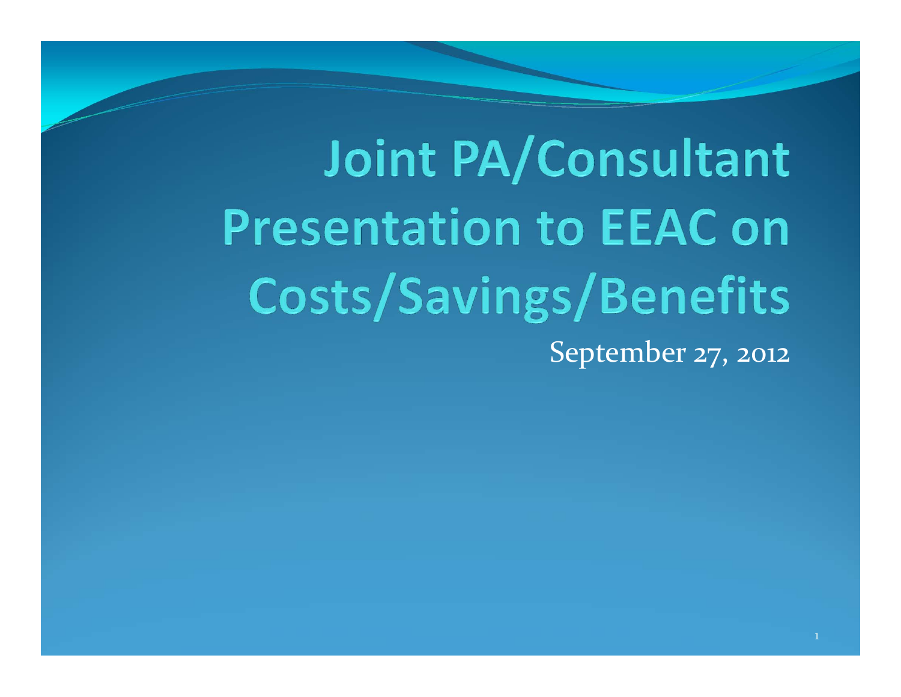# Joint PA/Consultant Presentation to EEAC on Costs/Savings/Benefits

September 27, 2012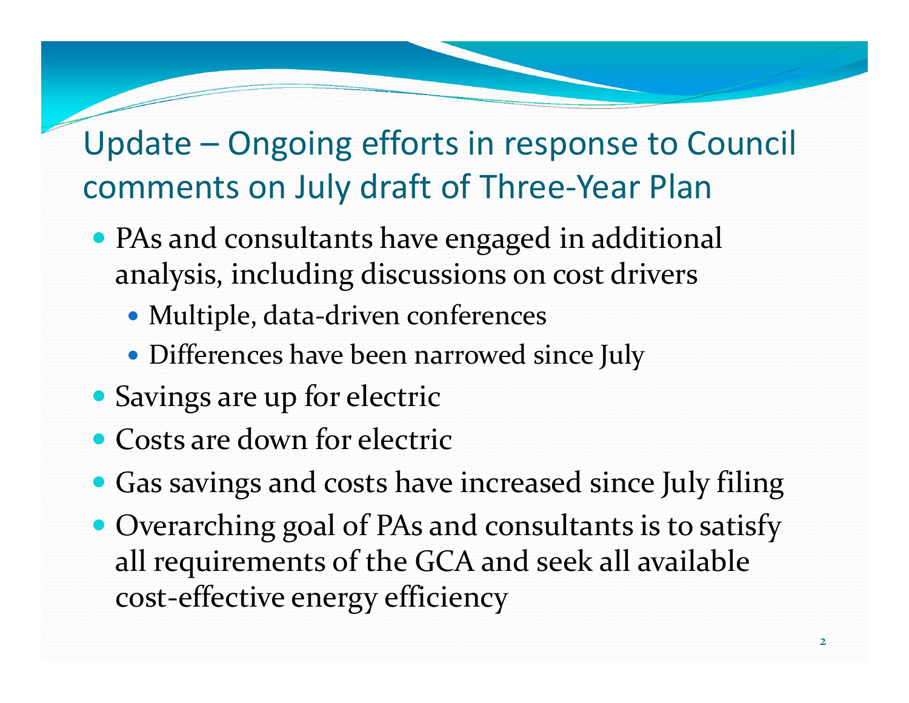# Update – Ongoing efforts in response to Council comments on July draft of Three-Year Plan

- PAs and consultants have engaged in additional analysis, including discussions on cost drivers
  - Multiple, data-driven conferences
  - Differences have been narrowed since July
- Savings are up for electric
- Costs are down for electric
- Gas savings and costs have increased since July filing
- Overarching goal of PAs and consultants is to satisfy all requirements of the GCA and seek all available cost-effective energy efficiency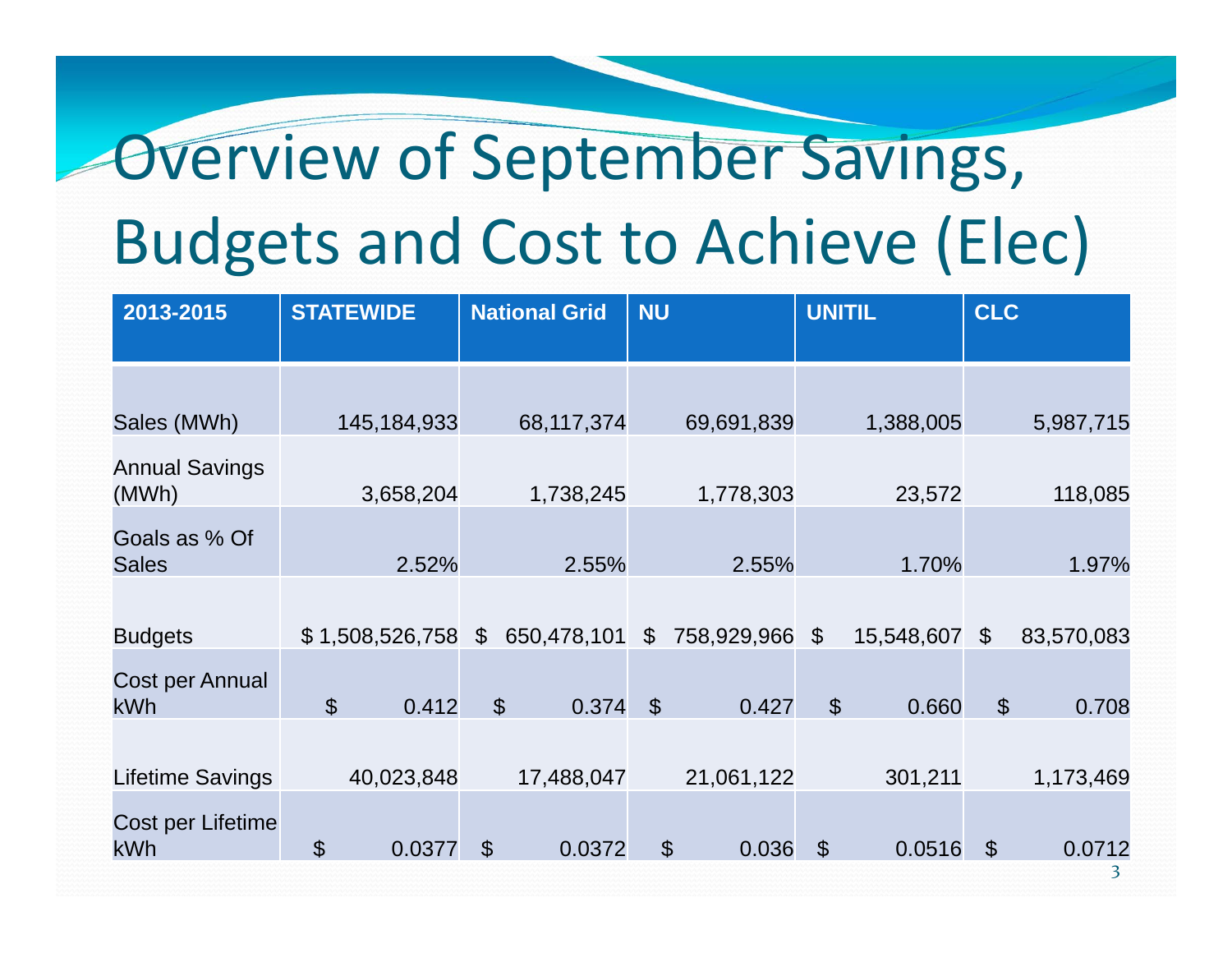# Overview of September Savings, Budgets and Cost to Achieve (Elec)

| 2013-2015 | STATEWIDE | National Grid | NU | UNITIL | CLC |
|---|---|---|---|---|---|
| Sales (MWh) | 145,184,933 | 68,117,374 | 69,691,839 | 1,388,005 | 5,987,715 |
| Annual Savings (MWh) | 3,658,204 | 1,738,245 | 1,778,303 | 23,572 | 118,085 |
| Goals as % Of Sales | 2.52% | 2.55% | 2.55% | 1.70% | 1.97% |
| Budgets | $ 1,508,526,758 | $ 650,478,101 | $ 758,929,966 | $ 15,548,607 | $ 83,570,083 |
| Cost per Annual kWh | $ 0.412 | $ 0.374 | $ 0.427 | $ 0.660 | $ 0.708 |
| Lifetime Savings | 40,023,848 | 17,488,047 | 21,061,122 | 301,211 | 1,173,469 |
| Cost per Lifetime kWh | $ 0.0377 | $ 0.0372 | $ 0.036 | $ 0.0516 | $ 0.0712 |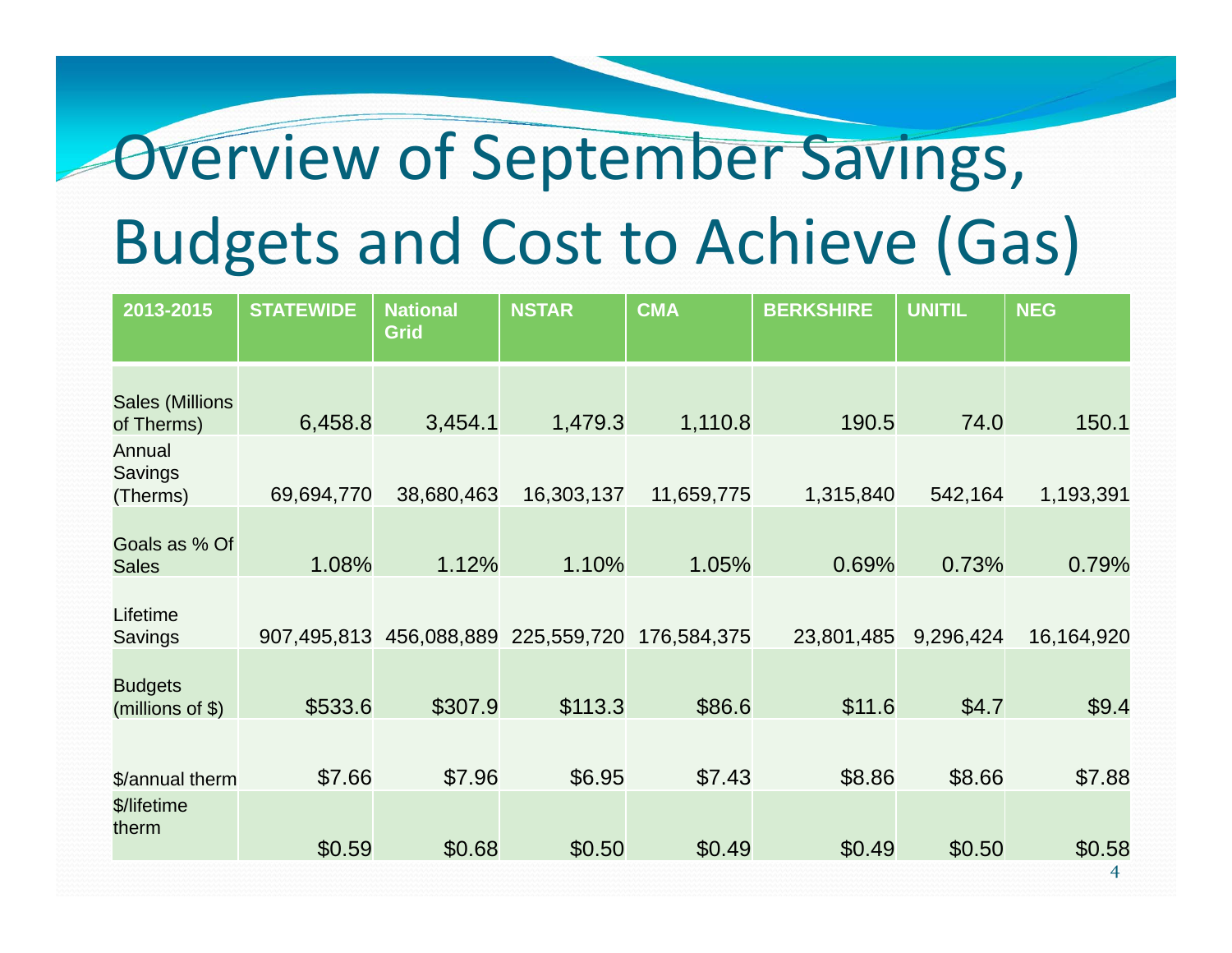# Overview of September Savings, Budgets and Cost to Achieve (Gas)

| 2013-2015 | STATEWIDE | National Grid | NSTAR | CMA | BERKSHIRE | UNITIL | NEG |
|---|---|---|---|---|---|---|---|
| Sales (Millions of Therms) | 6,458.8 | 3,454.1 | 1,479.3 | 1,110.8 | 190.5 | 74.0 | 150.1 |
| Annual Savings (Therms) | 69,694,770 | 38,680,463 | 16,303,137 | 11,659,775 | 1,315,840 | 542,164 | 1,193,391 |
| Goals as % Of Sales | 1.08% | 1.12% | 1.10% | 1.05% | 0.69% | 0.73% | 0.79% |
| Lifetime Savings | 907,495,813 | 456,088,889 | 225,559,720 | 176,584,375 | 23,801,485 | 9,296,424 | 16,164,920 |
| Budgets (millions of $) | $533.6 | $307.9 | $113.3 | $86.6 | $11.6 | $4.7 | $9.4 |
| $/annual therm | $7.66 | $7.96 | $6.95 | $7.43 | $8.86 | $8.66 | $7.88 |
| $/lifetime therm | $0.59 | $0.68 | $0.50 | $0.49 | $0.49 | $0.50 | $0.58 |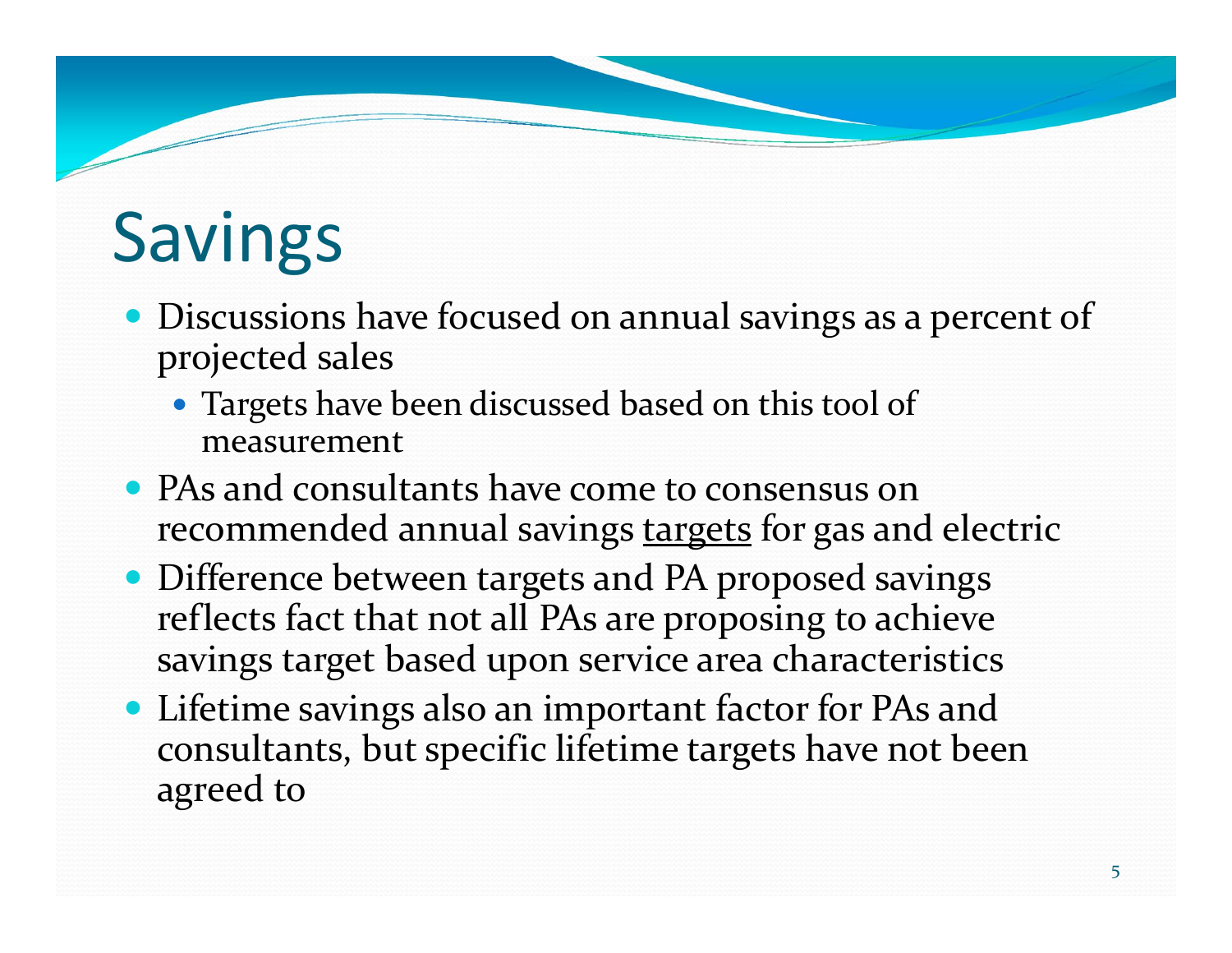# Savings

- Discussions have focused on annual savings as a percent of projected sales
  - Targets have been discussed based on this tool of measurement
- PAs and consultants have come to consensus on recommended annual savings <u>targets</u> for gas and electric
- Difference between targets and PA proposed savings reflects fact that not all PAs are proposing to achieve savings target based upon service area characteristics
- Lifetime savings also an important factor for PAs and consultants, but specific lifetime targets have not been agreed to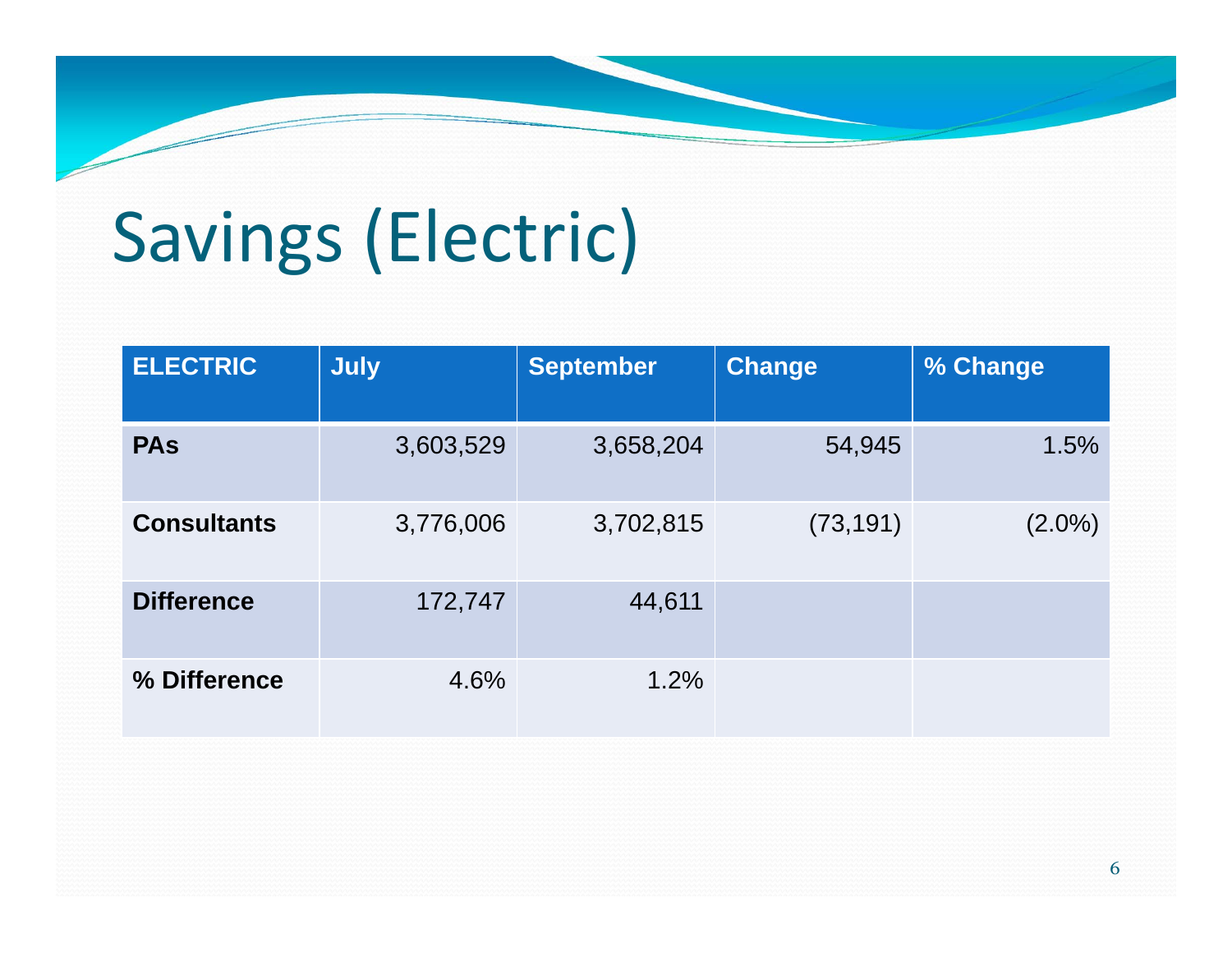# Savings (Electric)

| ELECTRIC | July | September | Change | % Change |
|---|---|---|---|---|
| **PAs** | 3,603,529 | 3,658,204 | 54,945 | 1.5% |
| **Consultants** | 3,776,006 | 3,702,815 | (73,191) | (2.0%) |
| **Difference** | 172,747 | 44,611 | | |
| **% Difference** | 4.6% | 1.2% | | |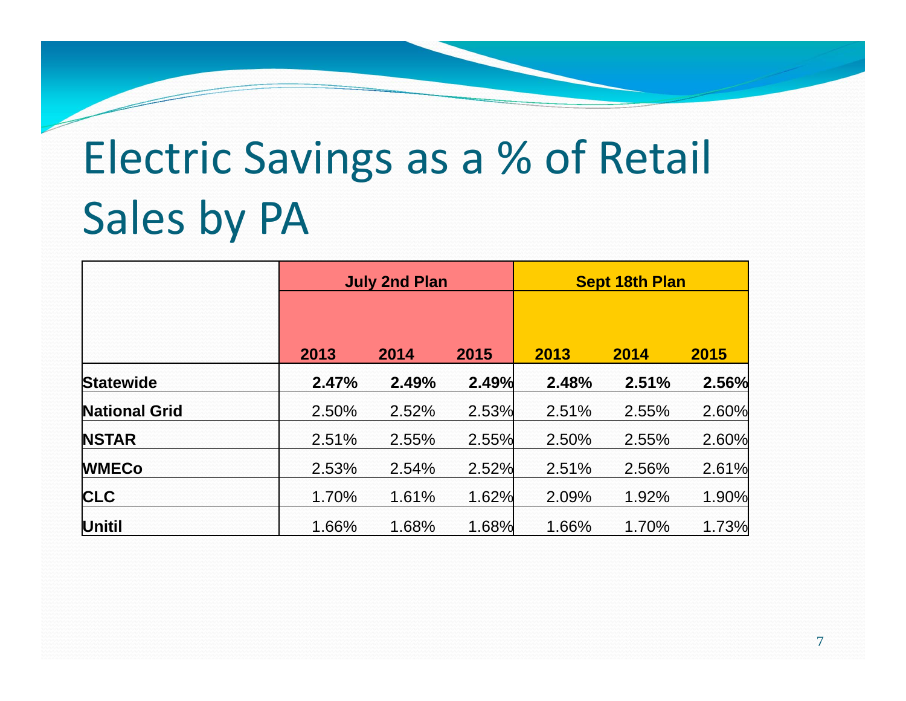# Electric Savings as a % of Retail Sales by PA

| | July 2nd Plan | | | Sept 18th Plan | | |
|---|---|---|---|---|---|---|
| | 2013 | 2014 | 2015 | 2013 | 2014 | 2015 |
| **Statewide** | **2.47%** | **2.49%** | **2.49%** | **2.48%** | **2.51%** | **2.56%** |
| **National Grid** | 2.50% | 2.52% | 2.53% | 2.51% | 2.55% | 2.60% |
| **NSTAR** | 2.51% | 2.55% | 2.55% | 2.50% | 2.55% | 2.60% |
| **WMECo** | 2.53% | 2.54% | 2.52% | 2.51% | 2.56% | 2.61% |
| **CLC** | 1.70% | 1.61% | 1.62% | 2.09% | 1.92% | 1.90% |
| **Unitil** | 1.66% | 1.68% | 1.68% | 1.66% | 1.70% | 1.73% |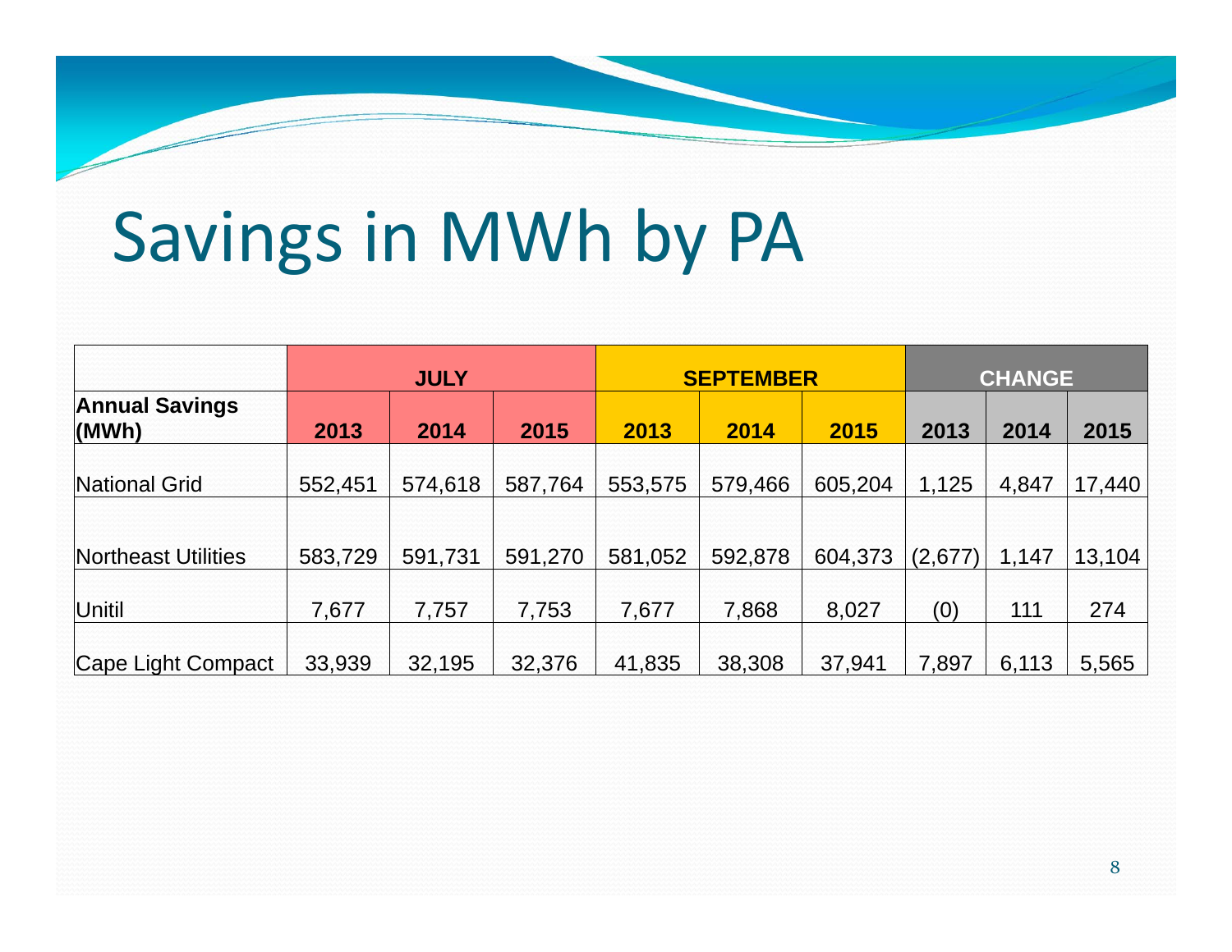# Savings in MWh by PA

| | JULY | | | SEPTEMBER | | | CHANGE | | |
|---|---|---|---|---|---|---|---|---|---|
| **Annual Savings (MWh)** | **2013** | **2014** | **2015** | **2013** | **2014** | **2015** | **2013** | **2014** | **2015** |
| National Grid | 552,451 | 574,618 | 587,764 | 553,575 | 579,466 | 605,204 | 1,125 | 4,847 | 17,440 |
| Northeast Utilities | 583,729 | 591,731 | 591,270 | 581,052 | 592,878 | 604,373 | (2,677) | 1,147 | 13,104 |
| Unitil | 7,677 | 7,757 | 7,753 | 7,677 | 7,868 | 8,027 | (0) | 111 | 274 |
| Cape Light Compact | 33,939 | 32,195 | 32,376 | 41,835 | 38,308 | 37,941 | 7,897 | 6,113 | 5,565 |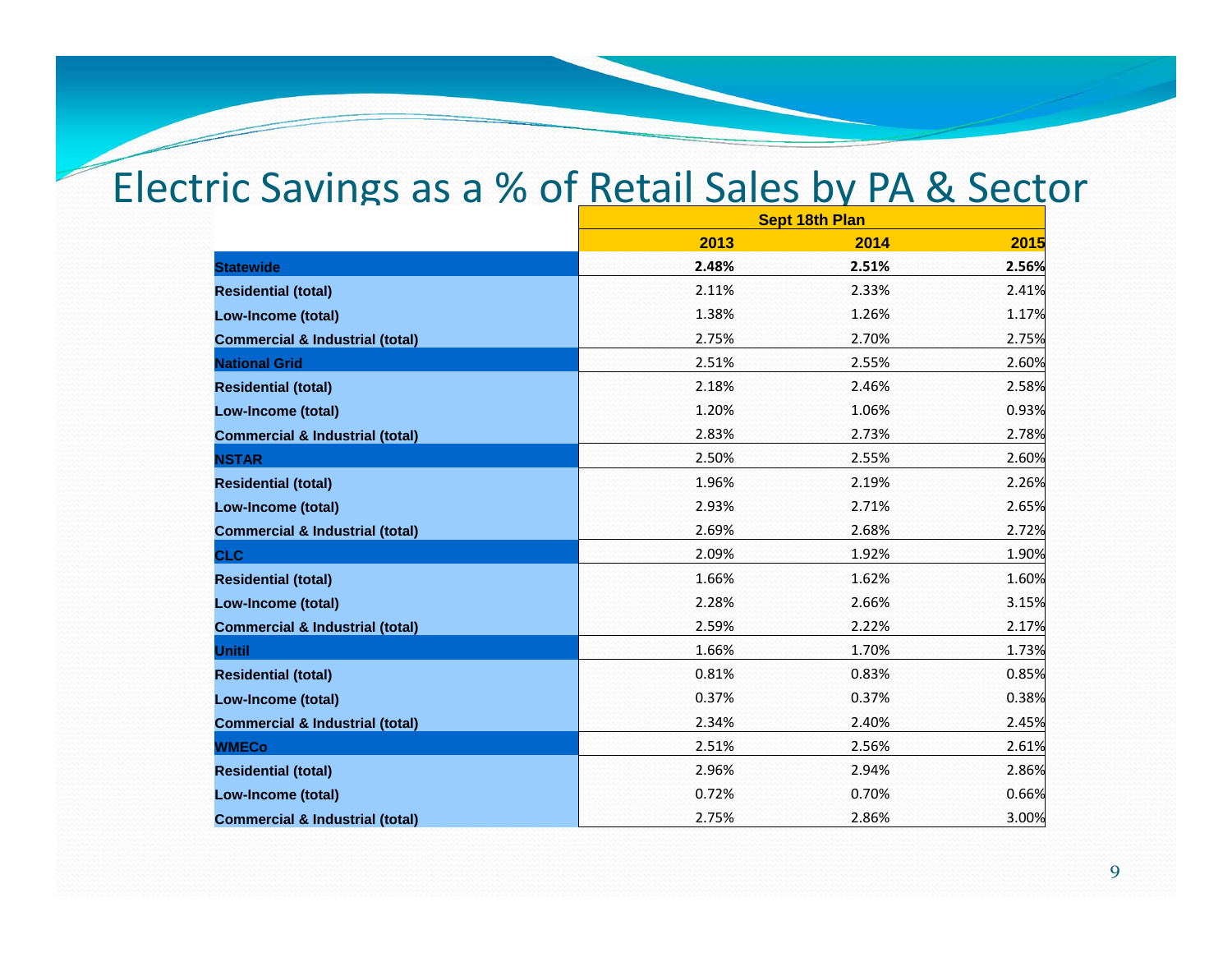# Electric Savings as a % of Retail Sales by PA & Sector

| | Sept 18th Plan | | |
|---|---|---|---|
| | **2013** | **2014** | **2015** |
| **Statewide** | **2.48%** | **2.51%** | **2.56%** |
| **Residential (total)** | 2.11% | 2.33% | 2.41% |
| **Low-Income (total)** | 1.38% | 1.26% | 1.17% |
| **Commercial & Industrial (total)** | 2.75% | 2.70% | 2.75% |
| **National Grid** | 2.51% | 2.55% | 2.60% |
| **Residential (total)** | 2.18% | 2.46% | 2.58% |
| **Low-Income (total)** | 1.20% | 1.06% | 0.93% |
| **Commercial & Industrial (total)** | 2.83% | 2.73% | 2.78% |
| **NSTAR** | 2.50% | 2.55% | 2.60% |
| **Residential (total)** | 1.96% | 2.19% | 2.26% |
| **Low-Income (total)** | 2.93% | 2.71% | 2.65% |
| **Commercial & Industrial (total)** | 2.69% | 2.68% | 2.72% |
| **CLC** | 2.09% | 1.92% | 1.90% |
| **Residential (total)** | 1.66% | 1.62% | 1.60% |
| **Low-Income (total)** | 2.28% | 2.66% | 3.15% |
| **Commercial & Industrial (total)** | 2.59% | 2.22% | 2.17% |
| **Unitil** | 1.66% | 1.70% | 1.73% |
| **Residential (total)** | 0.81% | 0.83% | 0.85% |
| **Low-Income (total)** | 0.37% | 0.37% | 0.38% |
| **Commercial & Industrial (total)** | 2.34% | 2.40% | 2.45% |
| **WMECo** | 2.51% | 2.56% | 2.61% |
| **Residential (total)** | 2.96% | 2.94% | 2.86% |
| **Low-Income (total)** | 0.72% | 0.70% | 0.66% |
| **Commercial & Industrial (total)** | 2.75% | 2.86% | 3.00% |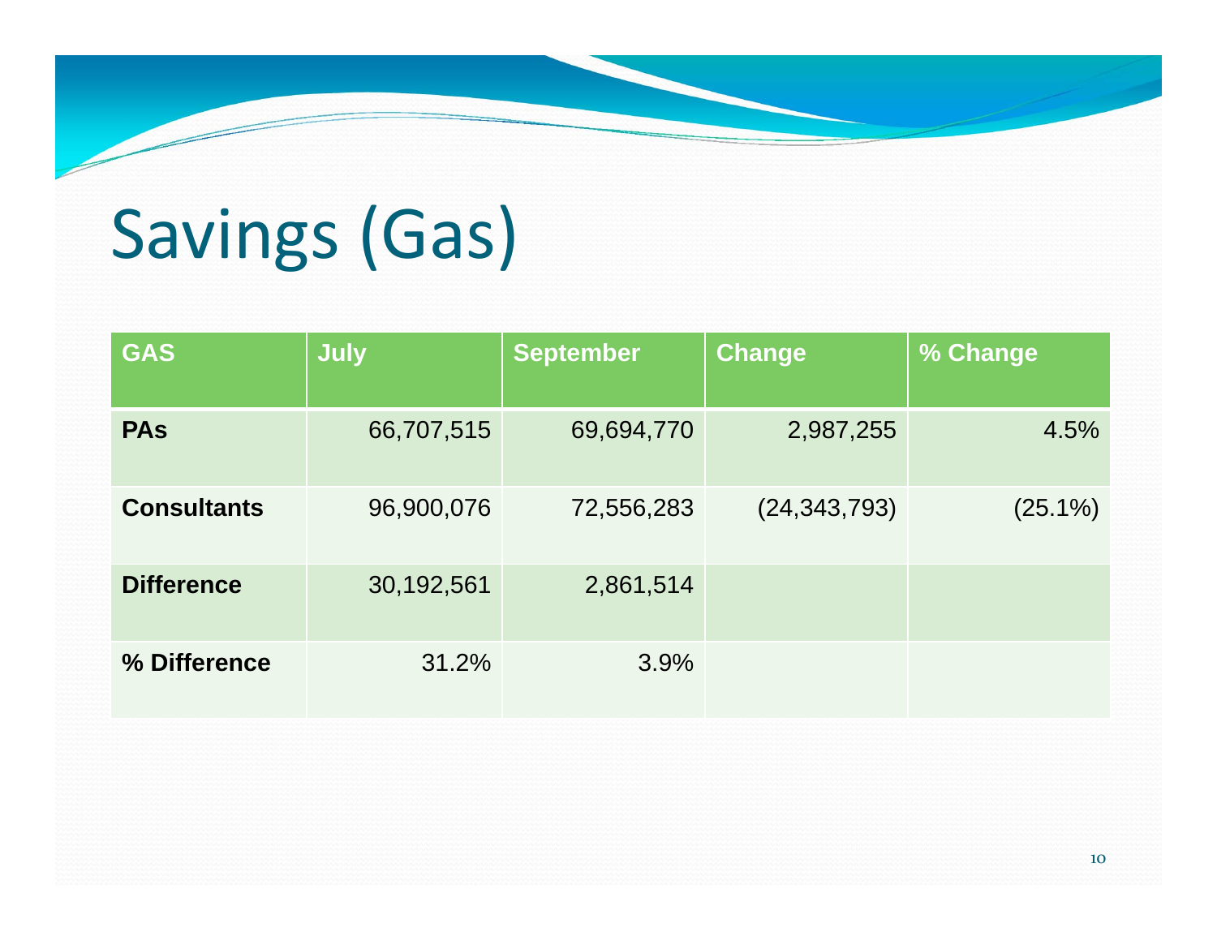# Savings (Gas)

| GAS | July | September | Change | % Change |
|---|---|---|---|---|
| **PAs** | 66,707,515 | 69,694,770 | 2,987,255 | 4.5% |
| **Consultants** | 96,900,076 | 72,556,283 | (24,343,793) | (25.1%) |
| **Difference** | 30,192,561 | 2,861,514 | | |
| **% Difference** | 31.2% | 3.9% | | |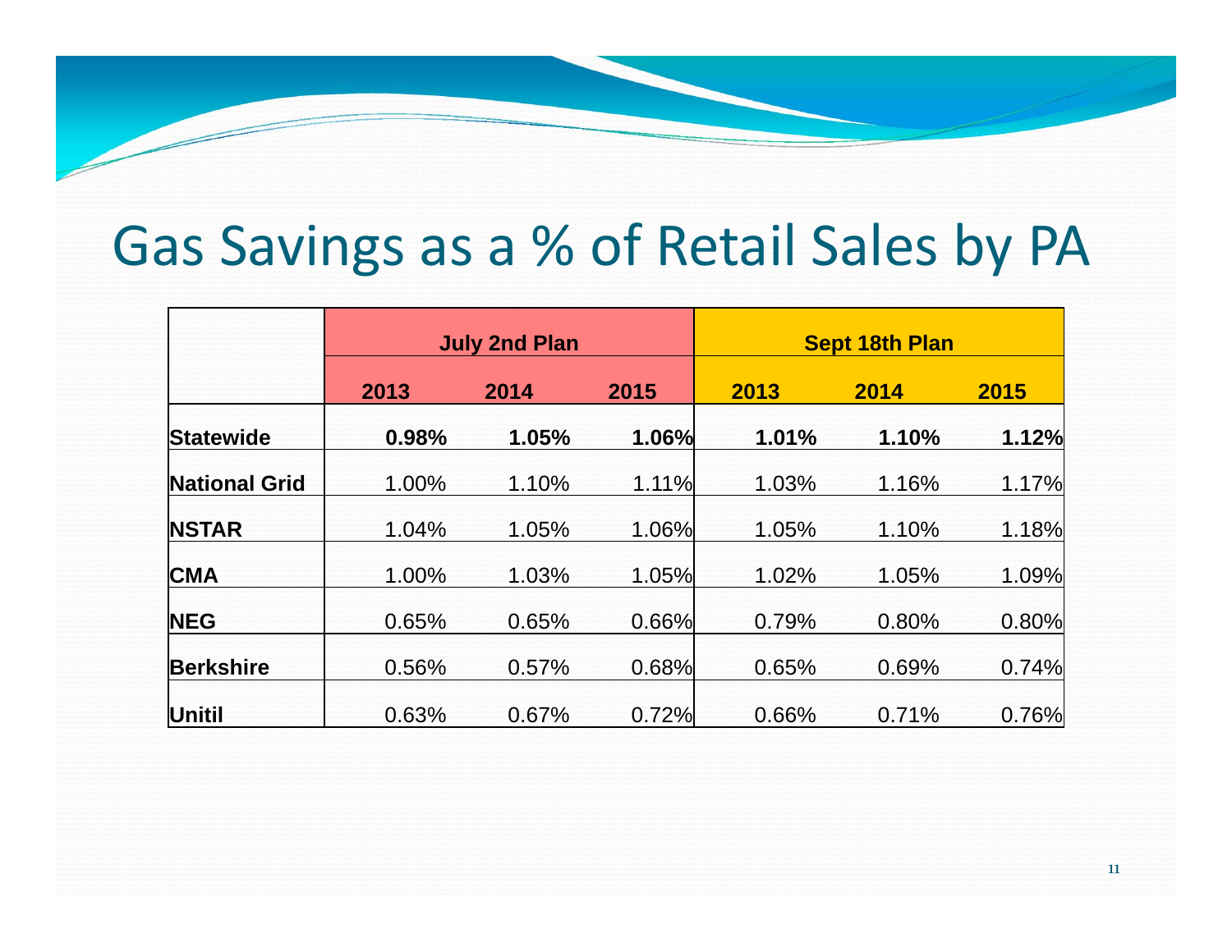# Gas Savings as a % of Retail Sales by PA

| | July 2nd Plan | | | Sept 18th Plan | | |
|---|---|---|---|---|---|---|
| | 2013 | 2014 | 2015 | 2013 | 2014 | 2015 |
| **Statewide** | **0.98%** | **1.05%** | **1.06%** | **1.01%** | **1.10%** | **1.12%** |
| **National Grid** | 1.00% | 1.10% | 1.11% | 1.03% | 1.16% | 1.17% |
| **NSTAR** | 1.04% | 1.05% | 1.06% | 1.05% | 1.10% | 1.18% |
| **CMA** | 1.00% | 1.03% | 1.05% | 1.02% | 1.05% | 1.09% |
| **NEG** | 0.65% | 0.65% | 0.66% | 0.79% | 0.80% | 0.80% |
| **Berkshire** | 0.56% | 0.57% | 0.68% | 0.65% | 0.69% | 0.74% |
| **Unitil** | 0.63% | 0.67% | 0.72% | 0.66% | 0.71% | 0.76% |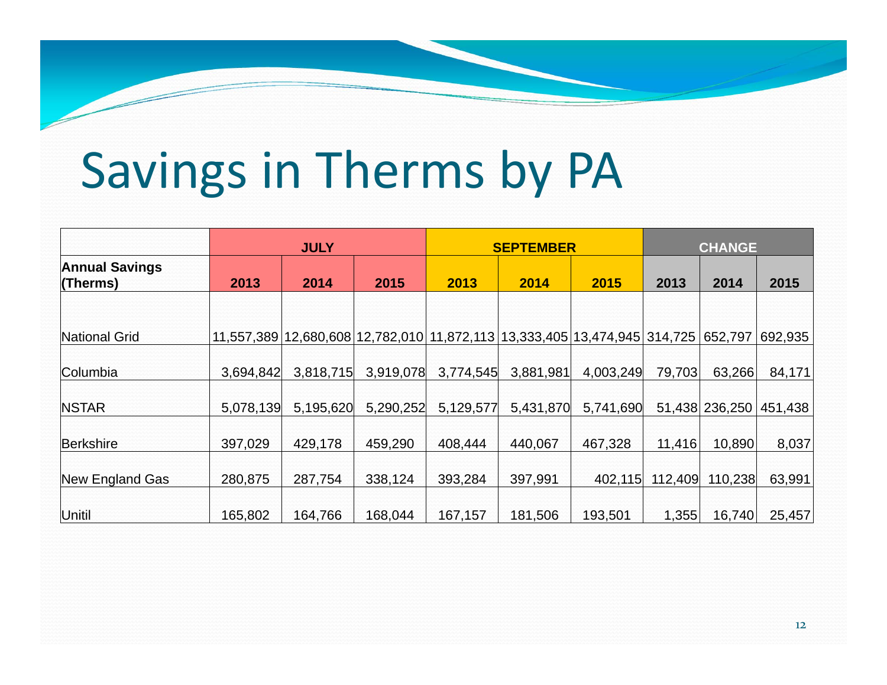# Savings in Therms by PA

| Annual Savings (Therms) | JULY | | | SEPTEMBER | | | CHANGE | | |
|---|---|---|---|---|---|---|---|---|---|
| | 2013 | 2014 | 2015 | 2013 | 2014 | 2015 | 2013 | 2014 | 2015 |
| National Grid | 11,557,389 | 12,680,608 | 12,782,010 | 11,872,113 | 13,333,405 | 13,474,945 | 314,725 | 652,797 | 692,935 |
| Columbia | 3,694,842 | 3,818,715 | 3,919,078 | 3,774,545 | 3,881,981 | 4,003,249 | 79,703 | 63,266 | 84,171 |
| NSTAR | 5,078,139 | 5,195,620 | 5,290,252 | 5,129,577 | 5,431,870 | 5,741,690 | 51,438 | 236,250 | 451,438 |
| Berkshire | 397,029 | 429,178 | 459,290 | 408,444 | 440,067 | 467,328 | 11,416 | 10,890 | 8,037 |
| New England Gas | 280,875 | 287,754 | 338,124 | 393,284 | 397,991 | 402,115 | 112,409 | 110,238 | 63,991 |
| Unitil | 165,802 | 164,766 | 168,044 | 167,157 | 181,506 | 193,501 | 1,355 | 16,740 | 25,457 |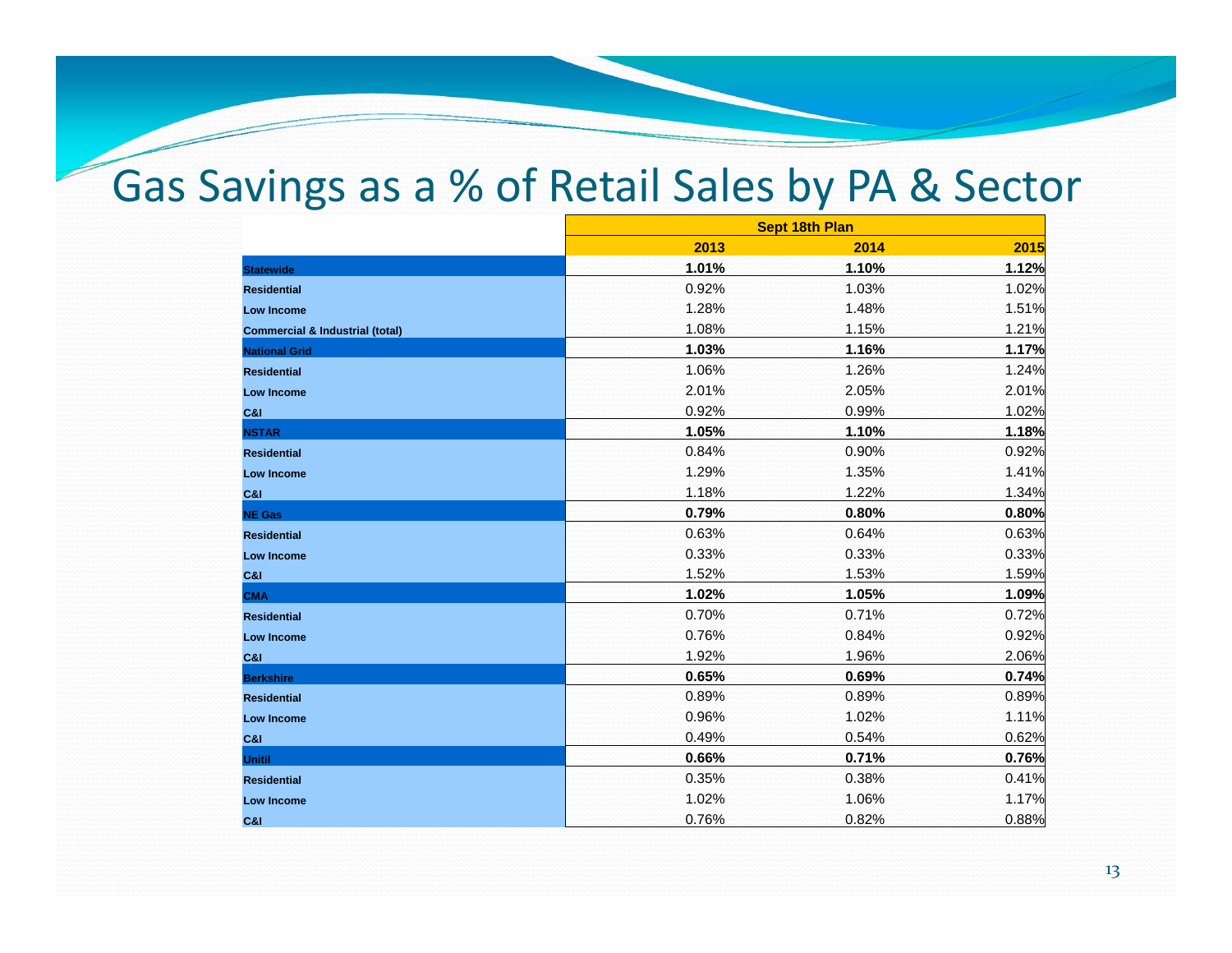# Gas Savings as a % of Retail Sales by PA & Sector

| | Sept 18th Plan | | |
|---|---|---|---|
| | **2013** | **2014** | **2015** |
| **Statewide** | **1.01%** | **1.10%** | **1.12%** |
| **Residential** | 0.92% | 1.03% | 1.02% |
| **Low Income** | 1.28% | 1.48% | 1.51% |
| **Commercial & Industrial (total)** | 1.08% | 1.15% | 1.21% |
| **National Grid** | **1.03%** | **1.16%** | **1.17%** |
| **Residential** | 1.06% | 1.26% | 1.24% |
| **Low Income** | 2.01% | 2.05% | 2.01% |
| **C&I** | 0.92% | 0.99% | 1.02% |
| **NSTAR** | **1.05%** | **1.10%** | **1.18%** |
| **Residential** | 0.84% | 0.90% | 0.92% |
| **Low Income** | 1.29% | 1.35% | 1.41% |
| **C&I** | 1.18% | 1.22% | 1.34% |
| **NE Gas** | **0.79%** | **0.80%** | **0.80%** |
| **Residential** | 0.63% | 0.64% | 0.63% |
| **Low Income** | 0.33% | 0.33% | 0.33% |
| **C&I** | 1.52% | 1.53% | 1.59% |
| **CMA** | **1.02%** | **1.05%** | **1.09%** |
| **Residential** | 0.70% | 0.71% | 0.72% |
| **Low Income** | 0.76% | 0.84% | 0.92% |
| **C&I** | 1.92% | 1.96% | 2.06% |
| **Berkshire** | **0.65%** | **0.69%** | **0.74%** |
| **Residential** | 0.89% | 0.89% | 0.89% |
| **Low Income** | 0.96% | 1.02% | 1.11% |
| **C&I** | 0.49% | 0.54% | 0.62% |
| **Unitil** | **0.66%** | **0.71%** | **0.76%** |
| **Residential** | 0.35% | 0.38% | 0.41% |
| **Low Income** | 1.02% | 1.06% | 1.17% |
| **C&I** | 0.76% | 0.82% | 0.88% |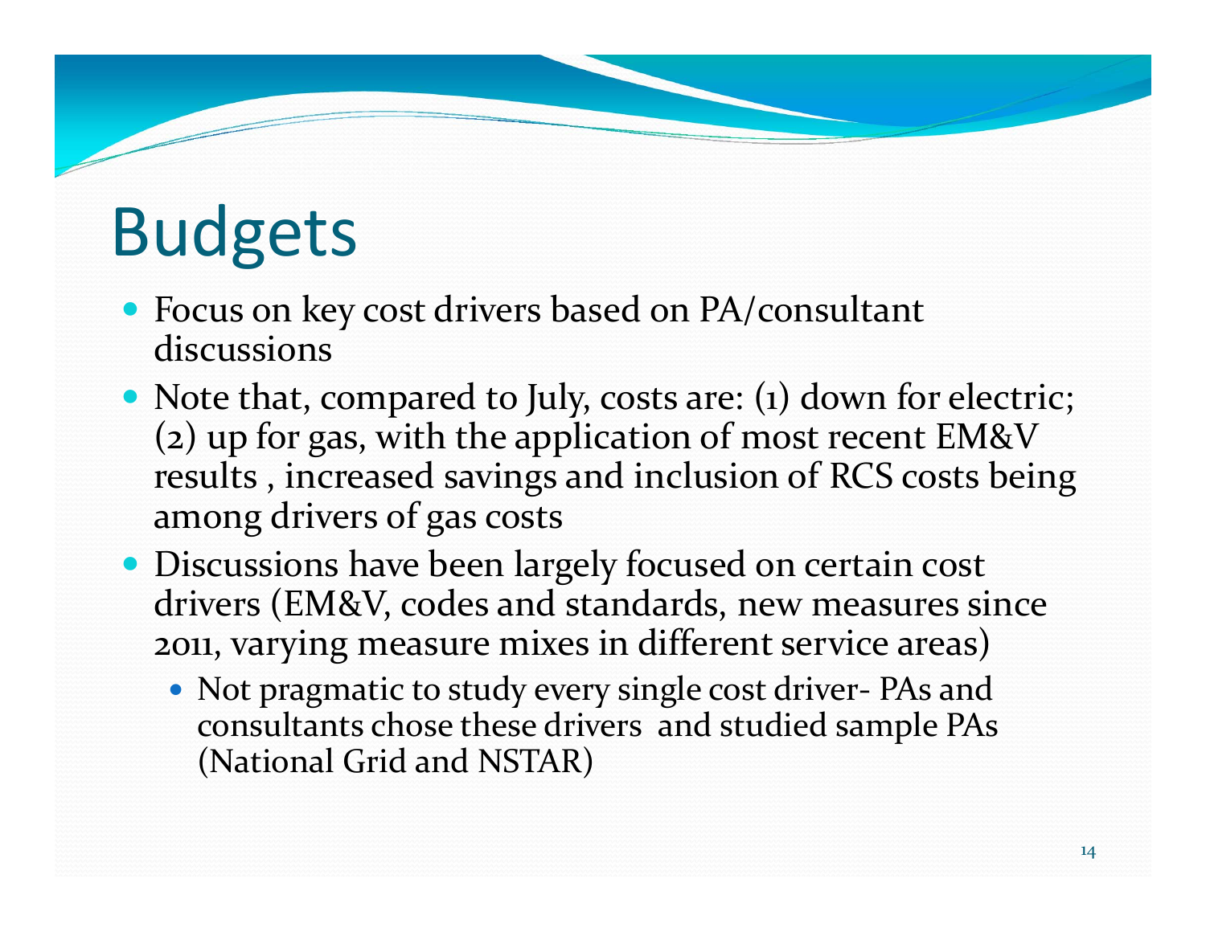# Budgets

- Focus on key cost drivers based on PA/consultant discussions
- Note that, compared to July, costs are: (1) down for electric; (2) up for gas, with the application of most recent EM&V results , increased savings and inclusion of RCS costs being among drivers of gas costs
- Discussions have been largely focused on certain cost drivers (EM&V, codes and standards, new measures since 2011, varying measure mixes in different service areas)
  - Not pragmatic to study every single cost driver- PAs and consultants chose these drivers and studied sample PAs (National Grid and NSTAR)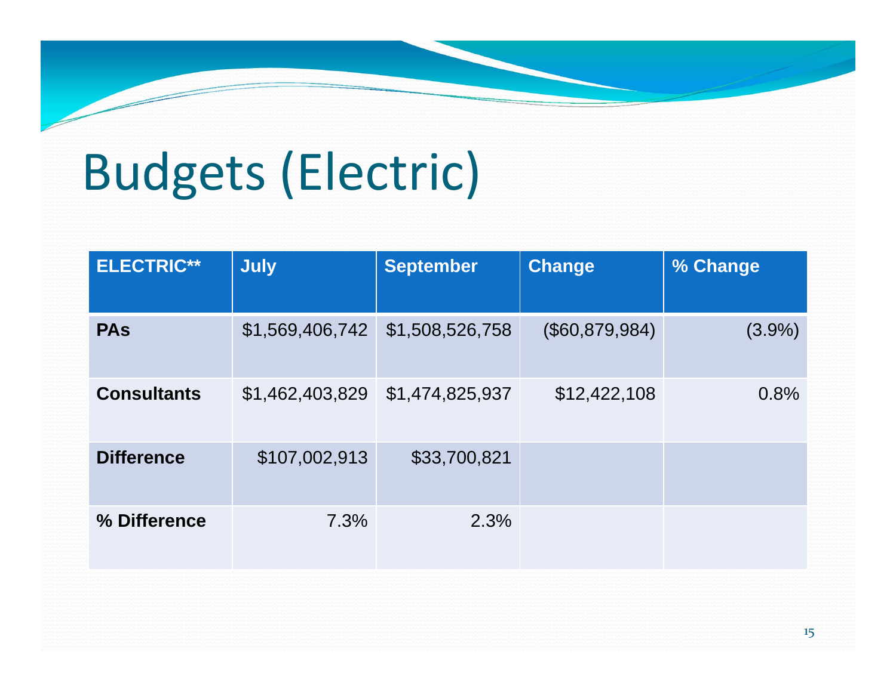# Budgets (Electric)

| ELECTRIC** | July | September | Change | % Change |
| --- | --- | --- | --- | --- |
| **PAs** | $1,569,406,742 | $1,508,526,758 | ($60,879,984) | (3.9%) |
| **Consultants** | $1,462,403,829 | $1,474,825,937 | $12,422,108 | 0.8% |
| **Difference** | $107,002,913 | $33,700,821 | | |
| **% Difference** | 7.3% | 2.3% | | |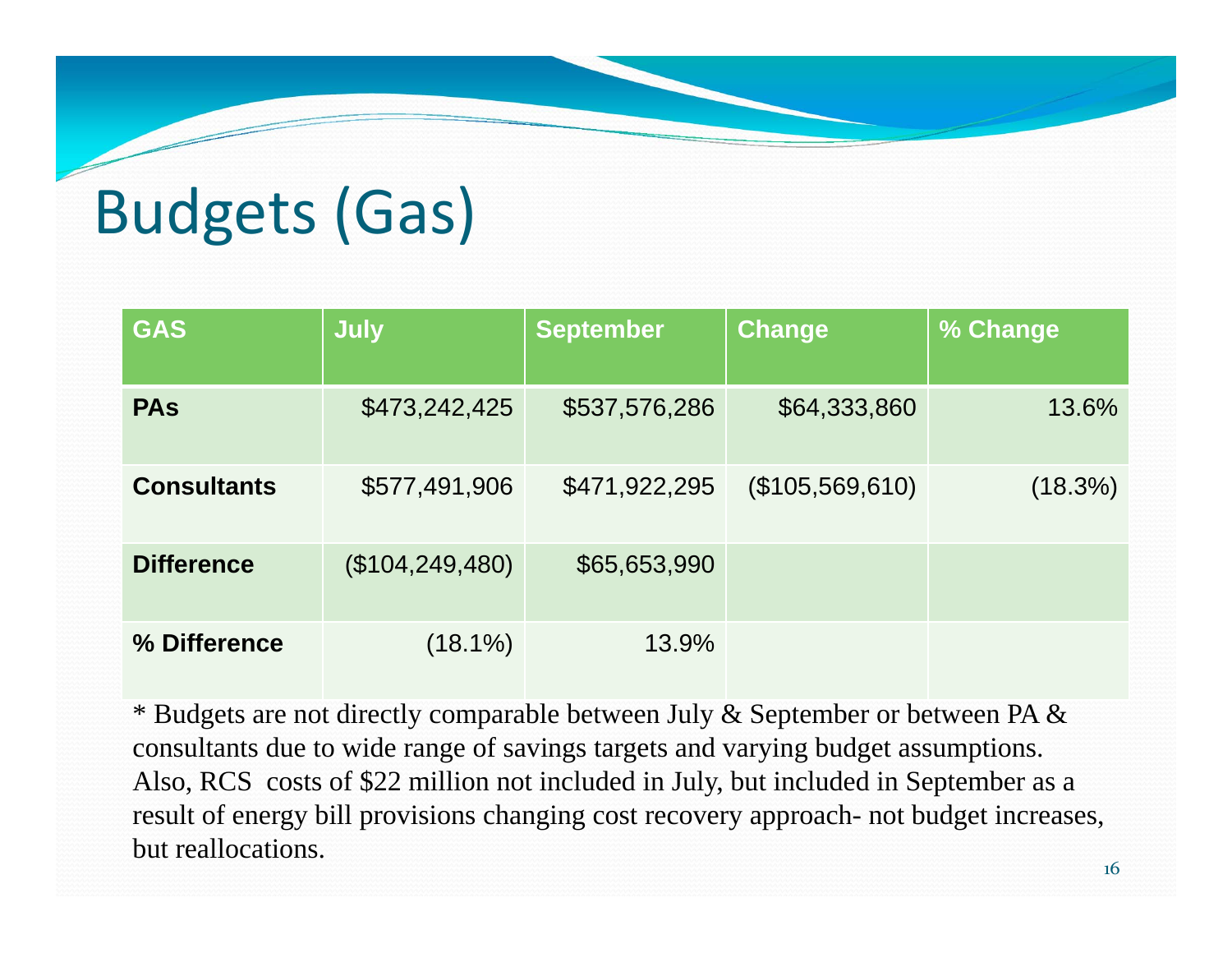# Budgets (Gas)

| GAS | July | September | Change | % Change |
|---|---|---|---|---|
| **PAs** | $473,242,425 | $537,576,286 | $64,333,860 | 13.6% |
| **Consultants** | $577,491,906 | $471,922,295 | ($105,569,610) | (18.3%) |
| **Difference** | ($104,249,480) | $65,653,990 | | |
| **% Difference** | (18.1%) | 13.9% | | |

* Budgets are not directly comparable between July & September or between PA & consultants due to wide range of savings targets and varying budget assumptions. Also, RCS costs of $22 million not included in July, but included in September as a result of energy bill provisions changing cost recovery approach- not budget increases, but reallocations.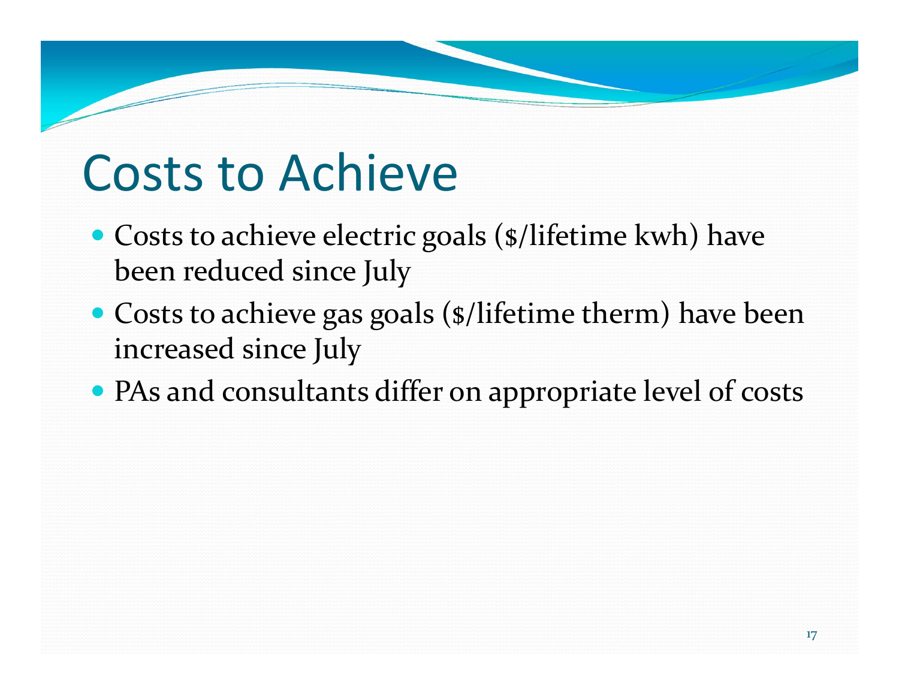# Costs to Achieve

- Costs to achieve electric goals ($/lifetime kwh) have been reduced since July
- Costs to achieve gas goals ($/lifetime therm) have been increased since July
- PAs and consultants differ on appropriate level of costs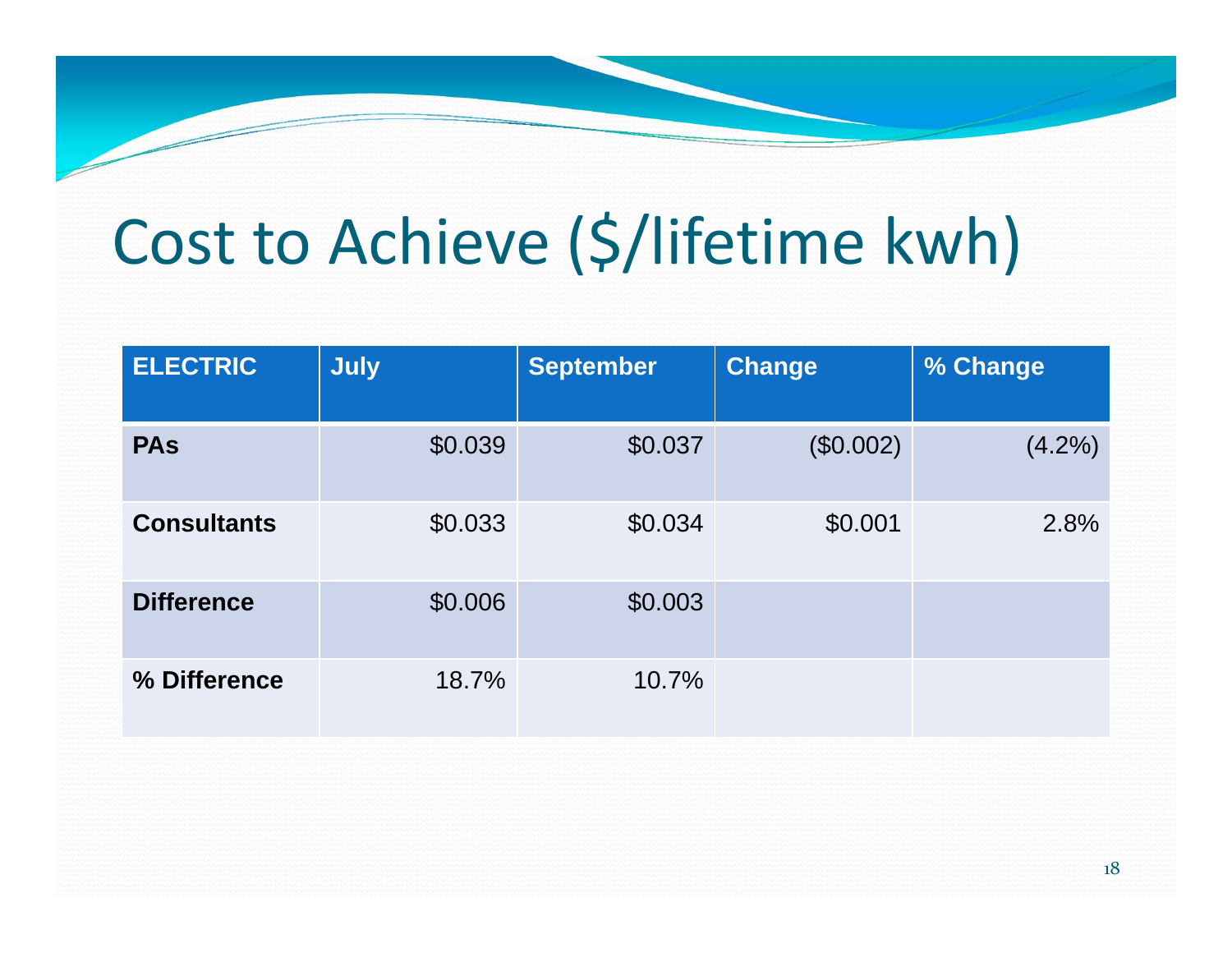# Cost to Achieve ($/lifetime kwh)

| ELECTRIC | July | September | Change | % Change |
|---|---|---|---|---|
| **PAs** | $0.039 | $0.037 | ($0.002) | (4.2%) |
| **Consultants** | $0.033 | $0.034 | $0.001 | 2.8% |
| **Difference** | $0.006 | $0.003 | | |
| **% Difference** | 18.7% | 10.7% | | |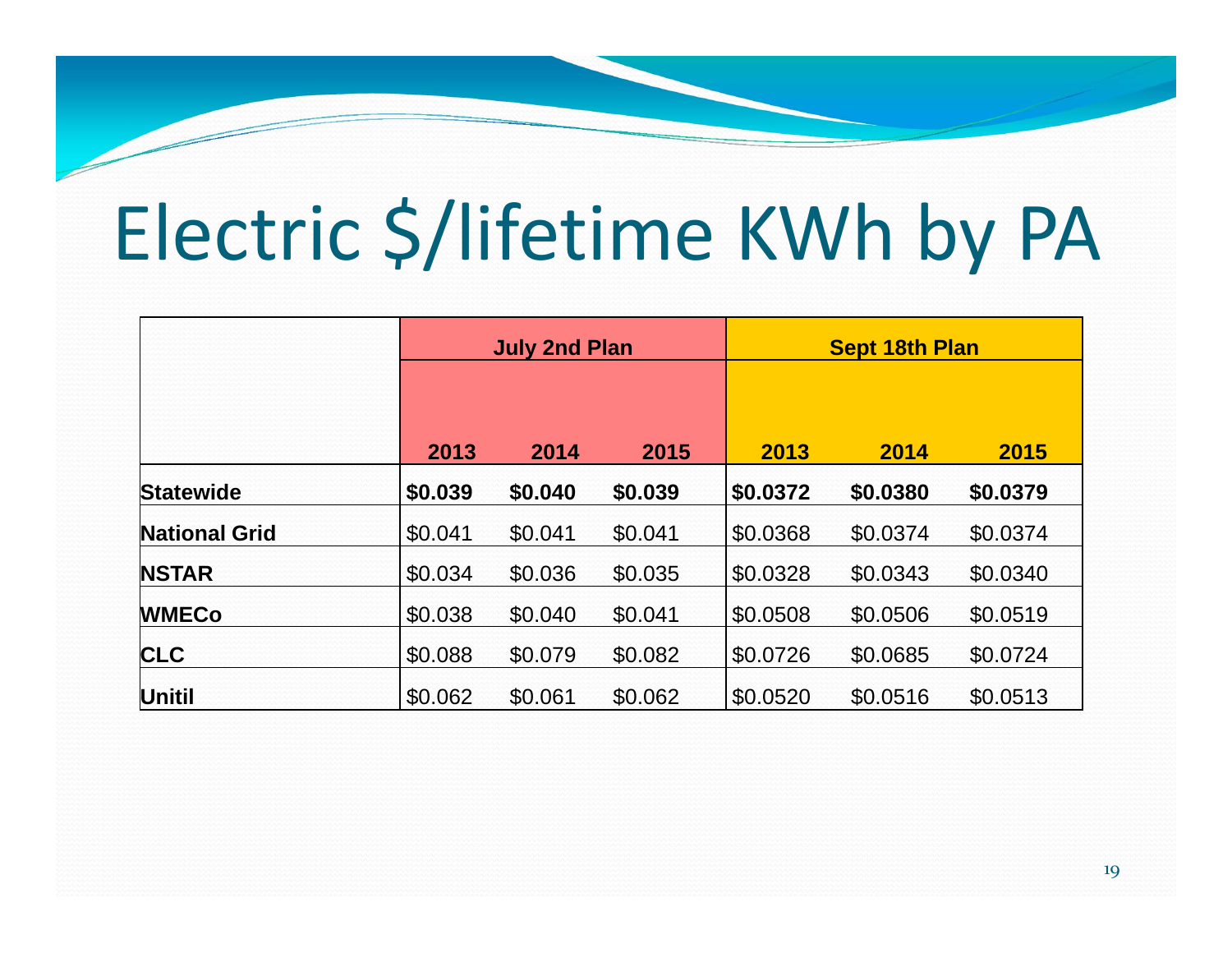# Electric $/lifetime KWh by PA

| | July 2nd Plan | | | Sept 18th Plan | | |
|---|---|---|---|---|---|---|
| | 2013 | 2014 | 2015 | 2013 | 2014 | 2015 |
| **Statewide** | **$0.039** | **$0.040** | **$0.039** | **$0.0372** | **$0.0380** | **$0.0379** |
| **National Grid** | $0.041 | $0.041 | $0.041 | $0.0368 | $0.0374 | $0.0374 |
| **NSTAR** | $0.034 | $0.036 | $0.035 | $0.0328 | $0.0343 | $0.0340 |
| **WMECo** | $0.038 | $0.040 | $0.041 | $0.0508 | $0.0506 | $0.0519 |
| **CLC** | $0.088 | $0.079 | $0.082 | $0.0726 | $0.0685 | $0.0724 |
| **Unitil** | $0.062 | $0.061 | $0.062 | $0.0520 | $0.0516 | $0.0513 |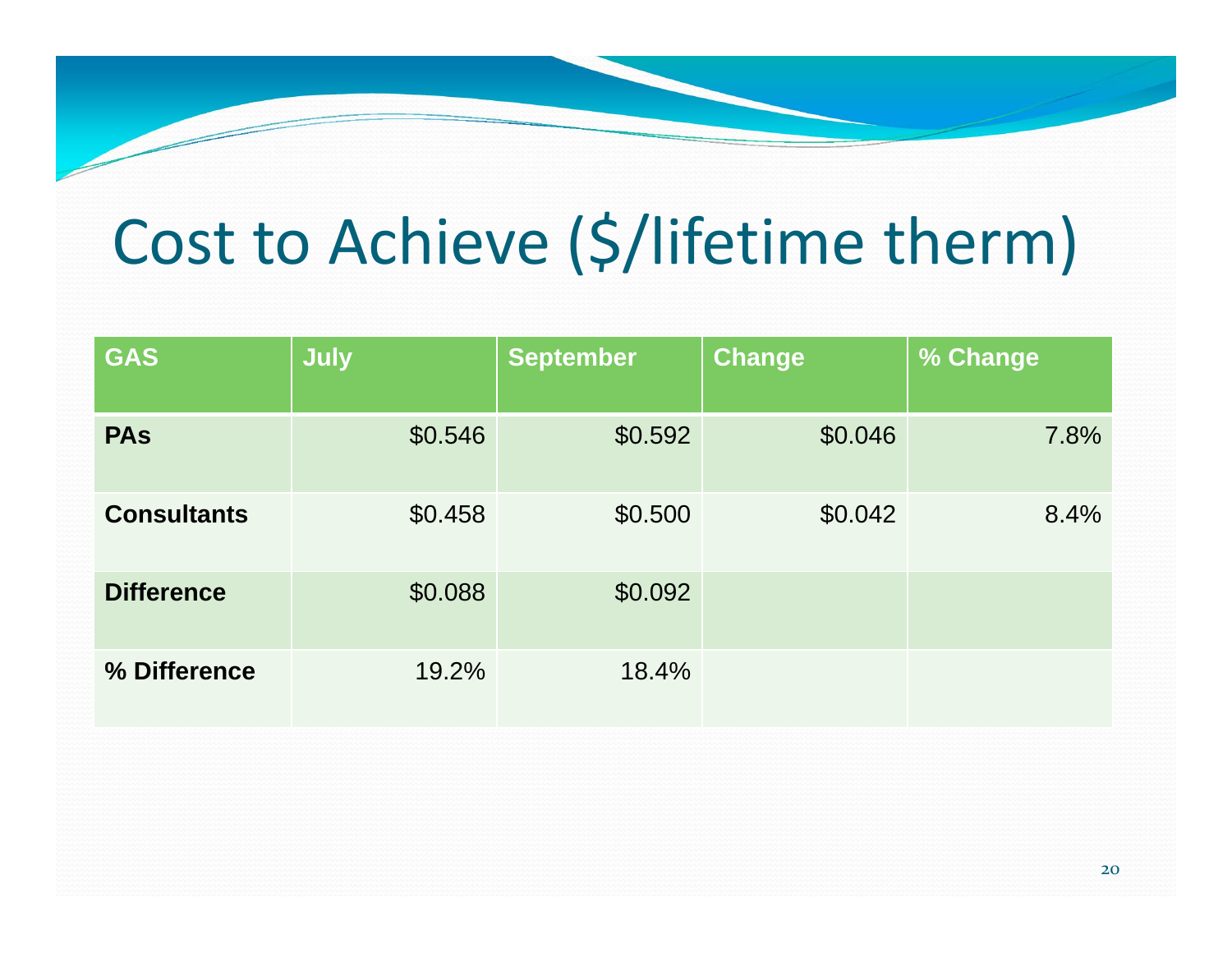# Cost to Achieve ($/lifetime therm)

| GAS | July | September | Change | % Change |
|---|---|---|---|---|
| **PAs** | $0.546 | $0.592 | $0.046 | 7.8% |
| **Consultants** | $0.458 | $0.500 | $0.042 | 8.4% |
| **Difference** | $0.088 | $0.092 | | |
| **% Difference** | 19.2% | 18.4% | | |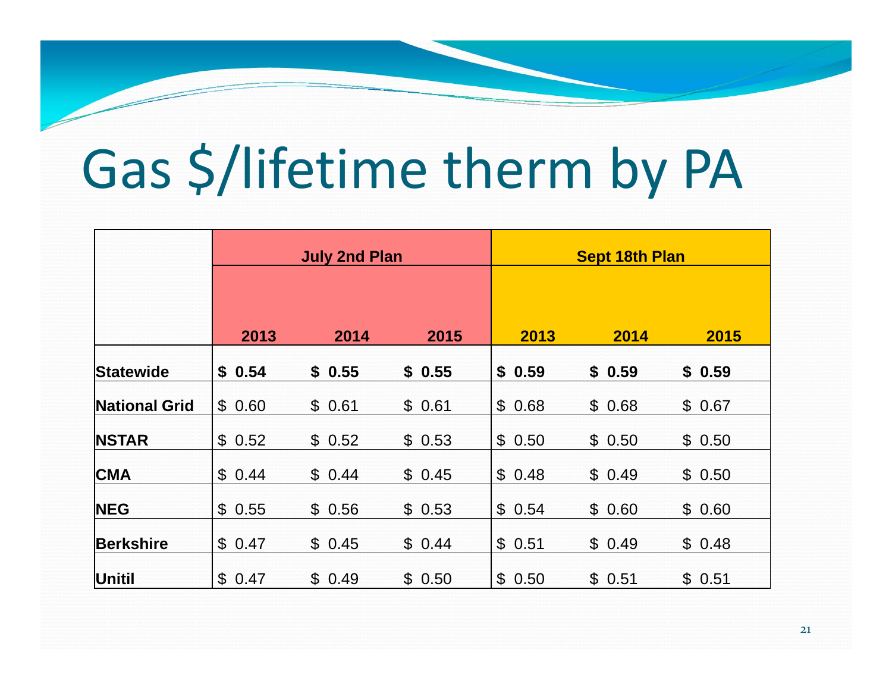# Gas $/lifetime therm by PA

| | July 2nd Plan | | | Sept 18th Plan | | |
|---|---|---|---|---|---|---|
| | 2013 | 2014 | 2015 | 2013 | 2014 | 2015 |
| **Statewide** | **$ 0.54** | **$ 0.55** | **$ 0.55** | **$ 0.59** | **$ 0.59** | **$ 0.59** |
| **National Grid** | $ 0.60 | $ 0.61 | $ 0.61 | $ 0.68 | $ 0.68 | $ 0.67 |
| **NSTAR** | $ 0.52 | $ 0.52 | $ 0.53 | $ 0.50 | $ 0.50 | $ 0.50 |
| **CMA** | $ 0.44 | $ 0.44 | $ 0.45 | $ 0.48 | $ 0.49 | $ 0.50 |
| **NEG** | $ 0.55 | $ 0.56 | $ 0.53 | $ 0.54 | $ 0.60 | $ 0.60 |
| **Berkshire** | $ 0.47 | $ 0.45 | $ 0.44 | $ 0.51 | $ 0.49 | $ 0.48 |
| **Unitil** | $ 0.47 | $ 0.49 | $ 0.50 | $ 0.50 | $ 0.51 | $ 0.51 |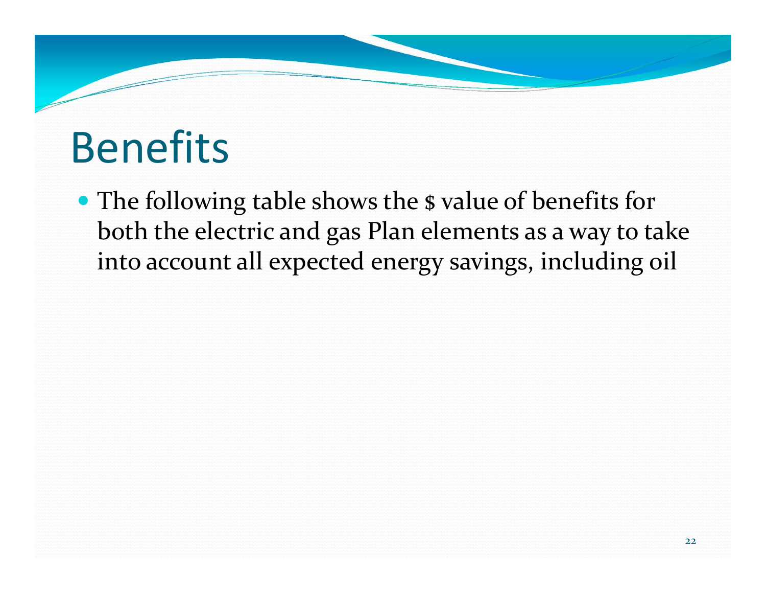# Benefits

- The following table shows the $ value of benefits for both the electric and gas Plan elements as a way to take into account all expected energy savings, including oil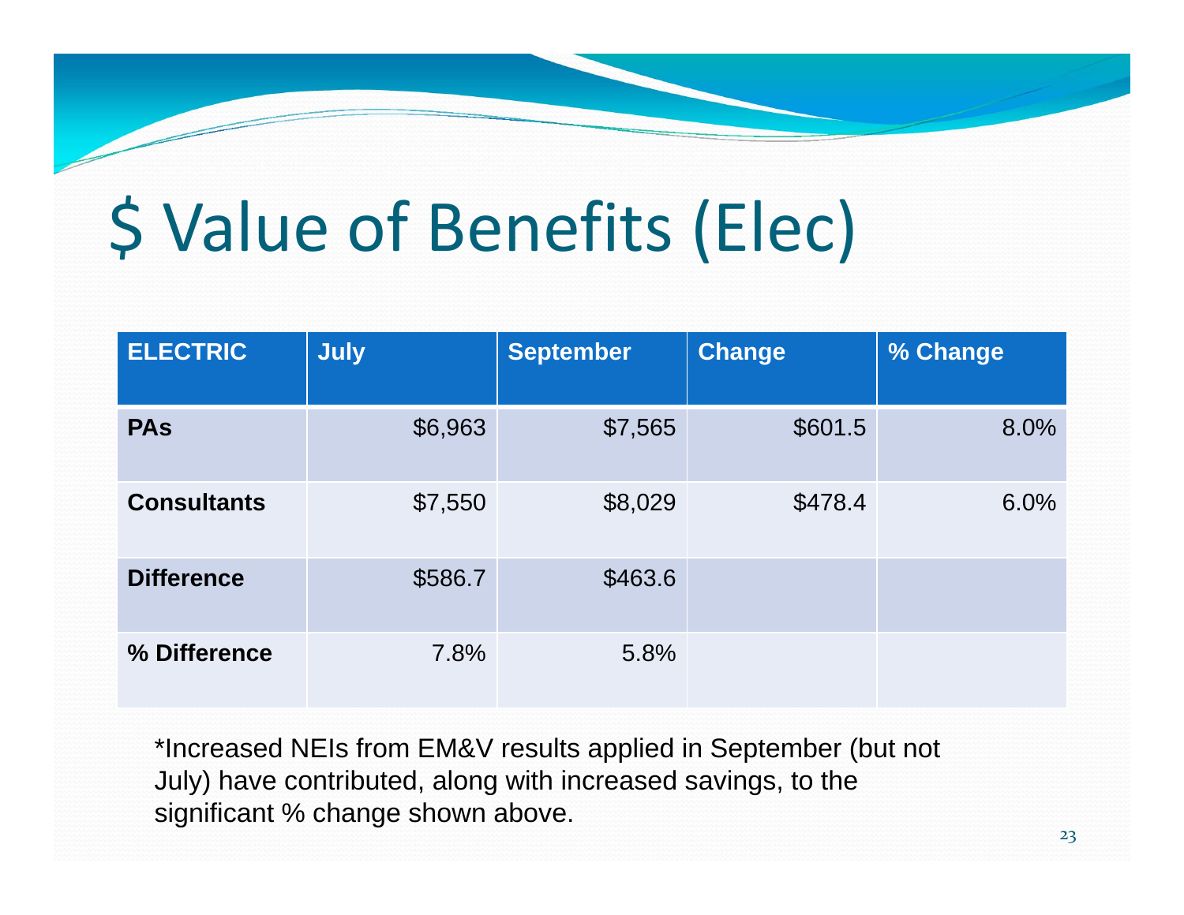# $ Value of Benefits (Elec)

| ELECTRIC | July | September | Change | % Change |
|---|---|---|---|---|
| **PAs** | $6,963 | $7,565 | $601.5 | 8.0% |
| **Consultants** | $7,550 | $8,029 | $478.4 | 6.0% |
| **Difference** | $586.7 | $463.6 | | |
| **% Difference** | 7.8% | 5.8% | | |

*Increased NEIs from EM&V results applied in September (but not July) have contributed, along with increased savings, to the significant % change shown above.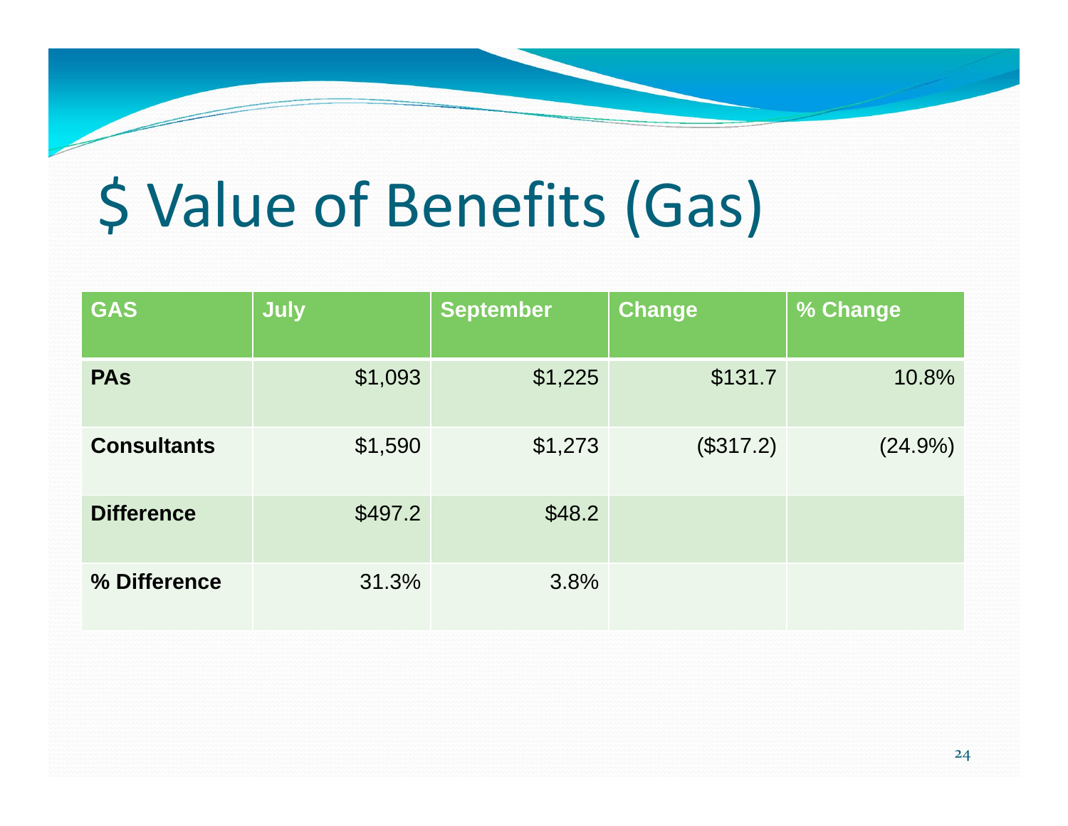# $ Value of Benefits (Gas)

| GAS | July | September | Change | % Change |
|---|---|---|---|---|
| **PAs** | $1,093 | $1,225 | $131.7 | 10.8% |
| **Consultants** | $1,590 | $1,273 | ($317.2) | (24.9%) |
| **Difference** | $497.2 | $48.2 | | |
| **% Difference** | 31.3% | 3.8% | | |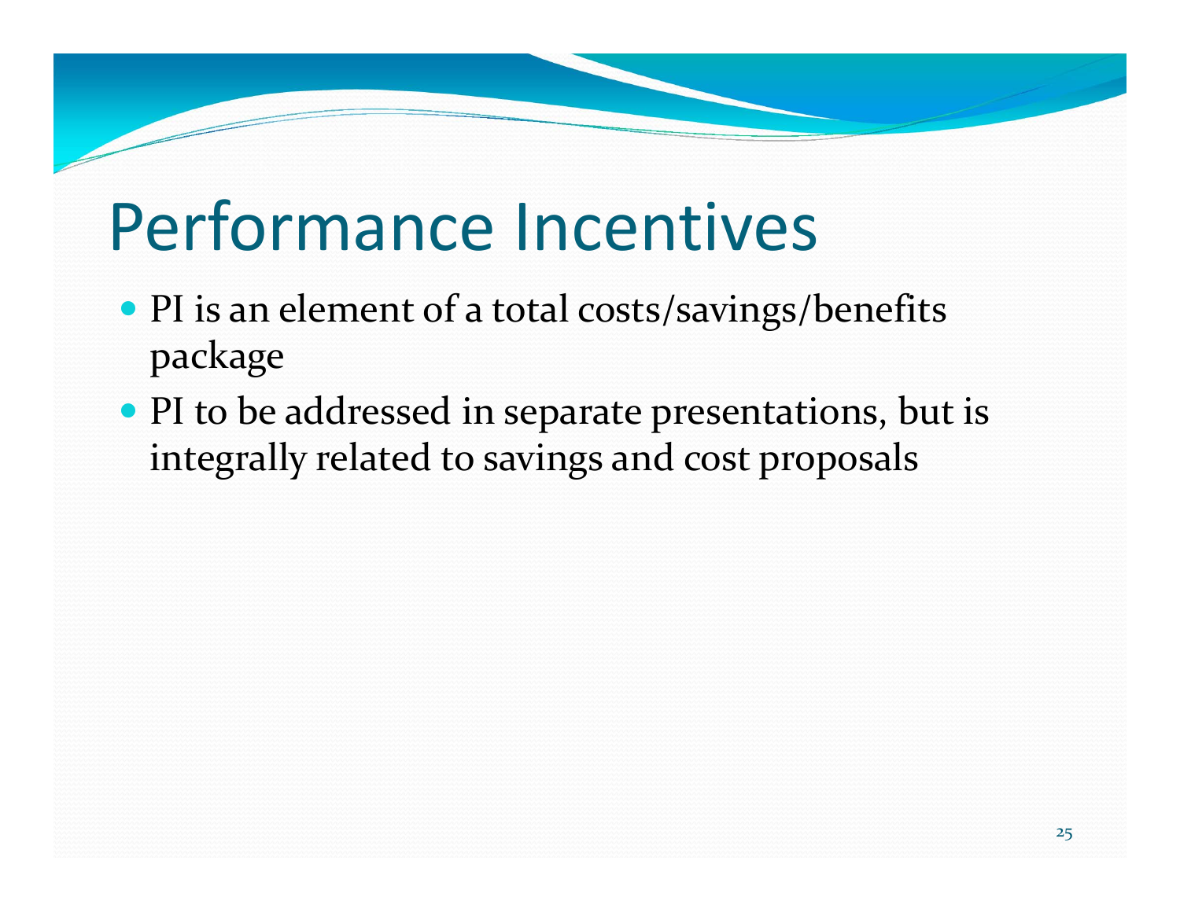# Performance Incentives

- PI is an element of a total costs/savings/benefits package
- PI to be addressed in separate presentations, but is integrally related to savings and cost proposals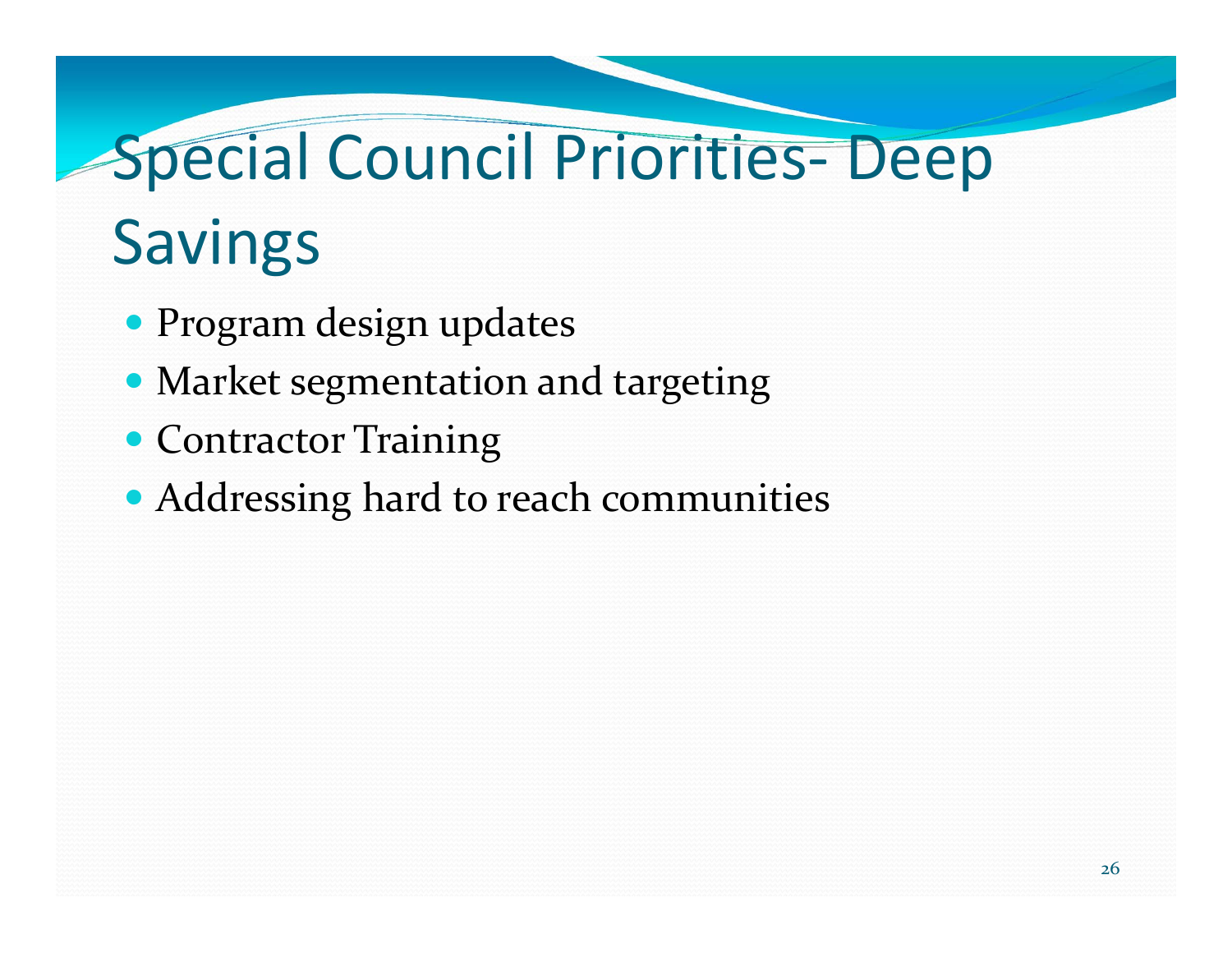# Special Council Priorities- Deep Savings

- Program design updates
- Market segmentation and targeting
- Contractor Training
- Addressing hard to reach communities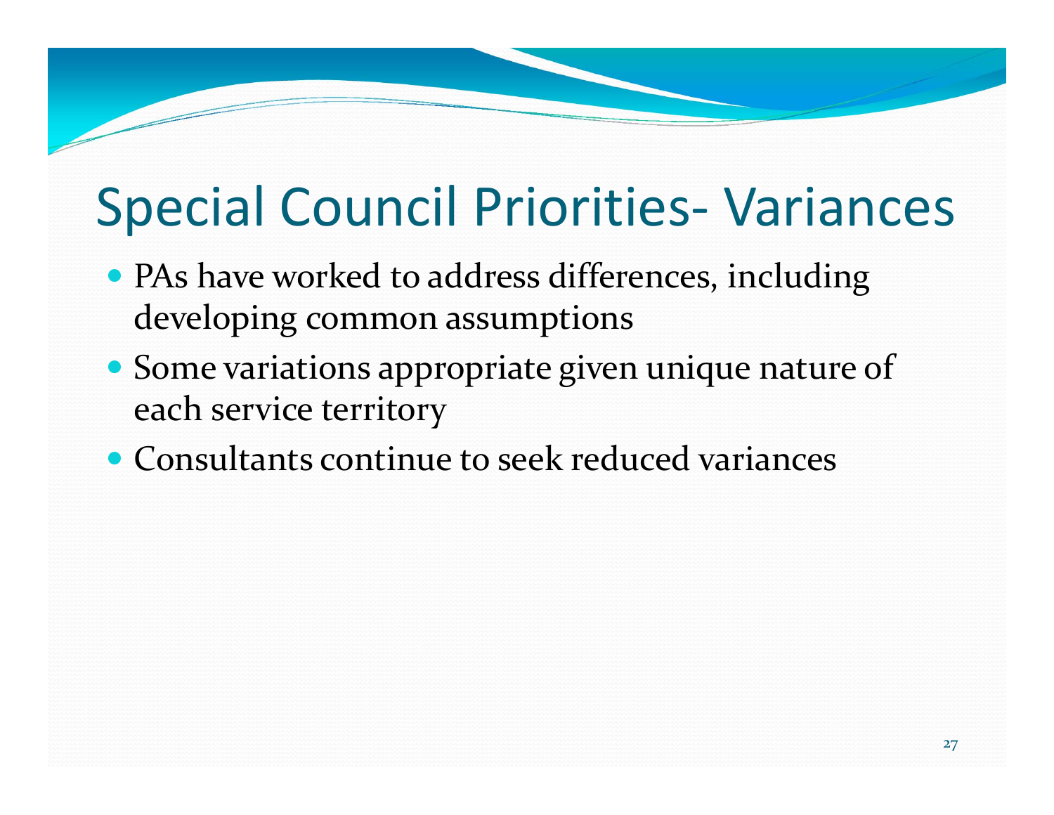# Special Council Priorities- Variances

- PAs have worked to address differences, including developing common assumptions
- Some variations appropriate given unique nature of each service territory
- Consultants continue to seek reduced variances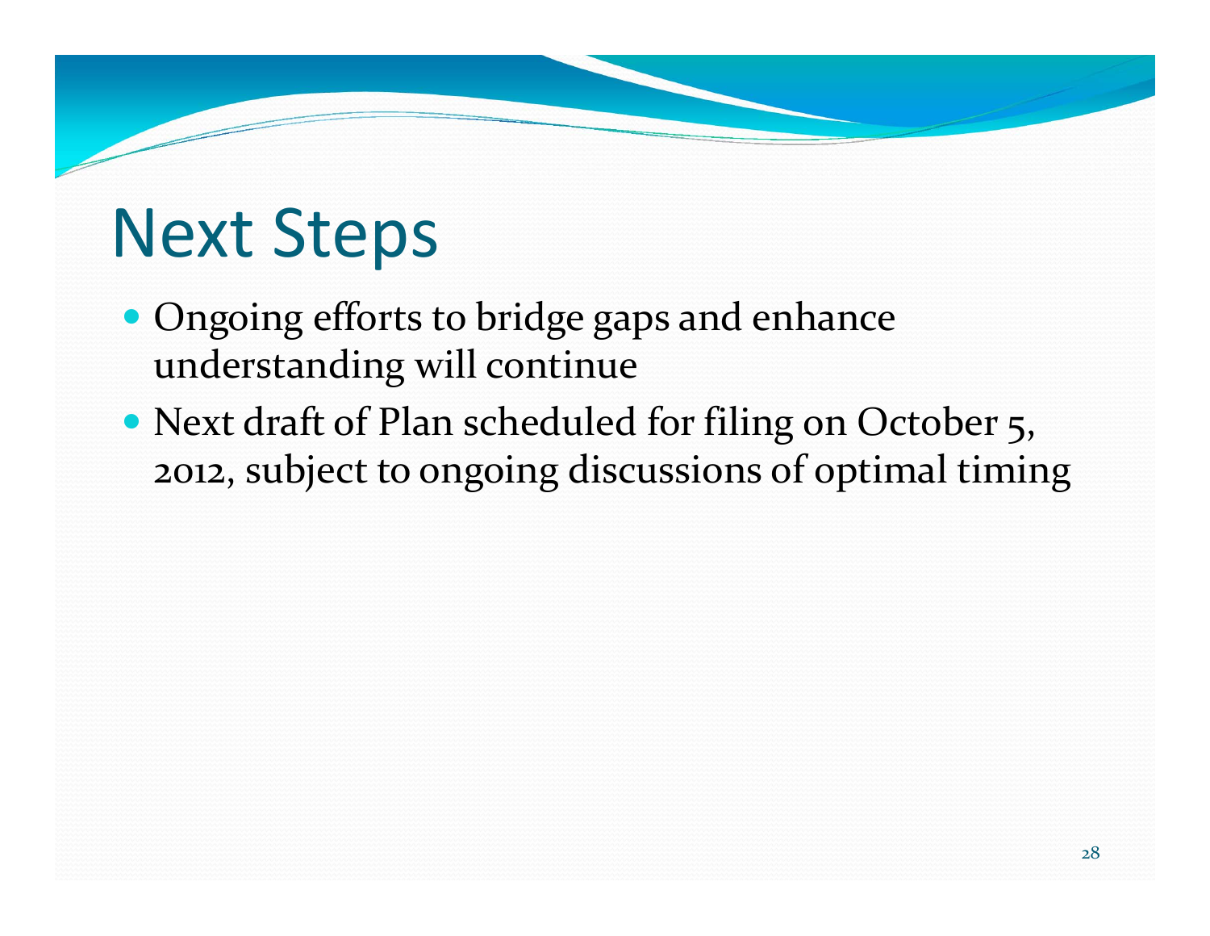# Next Steps

- Ongoing efforts to bridge gaps and enhance understanding will continue
- Next draft of Plan scheduled for filing on October 5, 2012, subject to ongoing discussions of optimal timing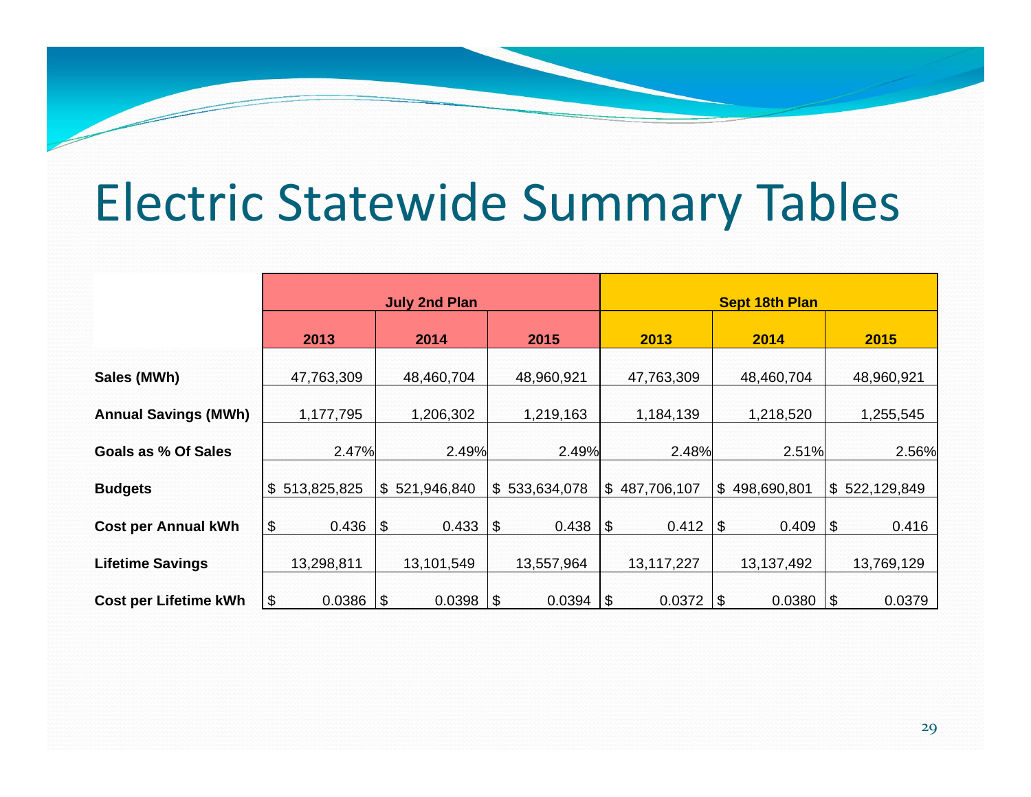# Electric Statewide Summary Tables

| | July 2nd Plan | | | Sept 18th Plan | | |
|---|---|---|---|---|---|---|
| | 2013 | 2014 | 2015 | 2013 | 2014 | 2015 |
| **Sales (MWh)** | 47,763,309 | 48,460,704 | 48,960,921 | 47,763,309 | 48,460,704 | 48,960,921 |
| **Annual Savings (MWh)** | 1,177,795 | 1,206,302 | 1,219,163 | 1,184,139 | 1,218,520 | 1,255,545 |
| **Goals as % Of Sales** | 2.47% | 2.49% | 2.49% | 2.48% | 2.51% | 2.56% |
| **Budgets** | $ 513,825,825 | $ 521,946,840 | $ 533,634,078 | $ 487,706,107 | $ 498,690,801 | $ 522,129,849 |
| **Cost per Annual kWh** | $ 0.436 | $ 0.433 | $ 0.438 | $ 0.412 | $ 0.409 | $ 0.416 |
| **Lifetime Savings** | 13,298,811 | 13,101,549 | 13,557,964 | 13,117,227 | 13,137,492 | 13,769,129 |
| **Cost per Lifetime kWh** | $ 0.0386 | $ 0.0398 | $ 0.0394 | $ 0.0372 | $ 0.0380 | $ 0.0379 |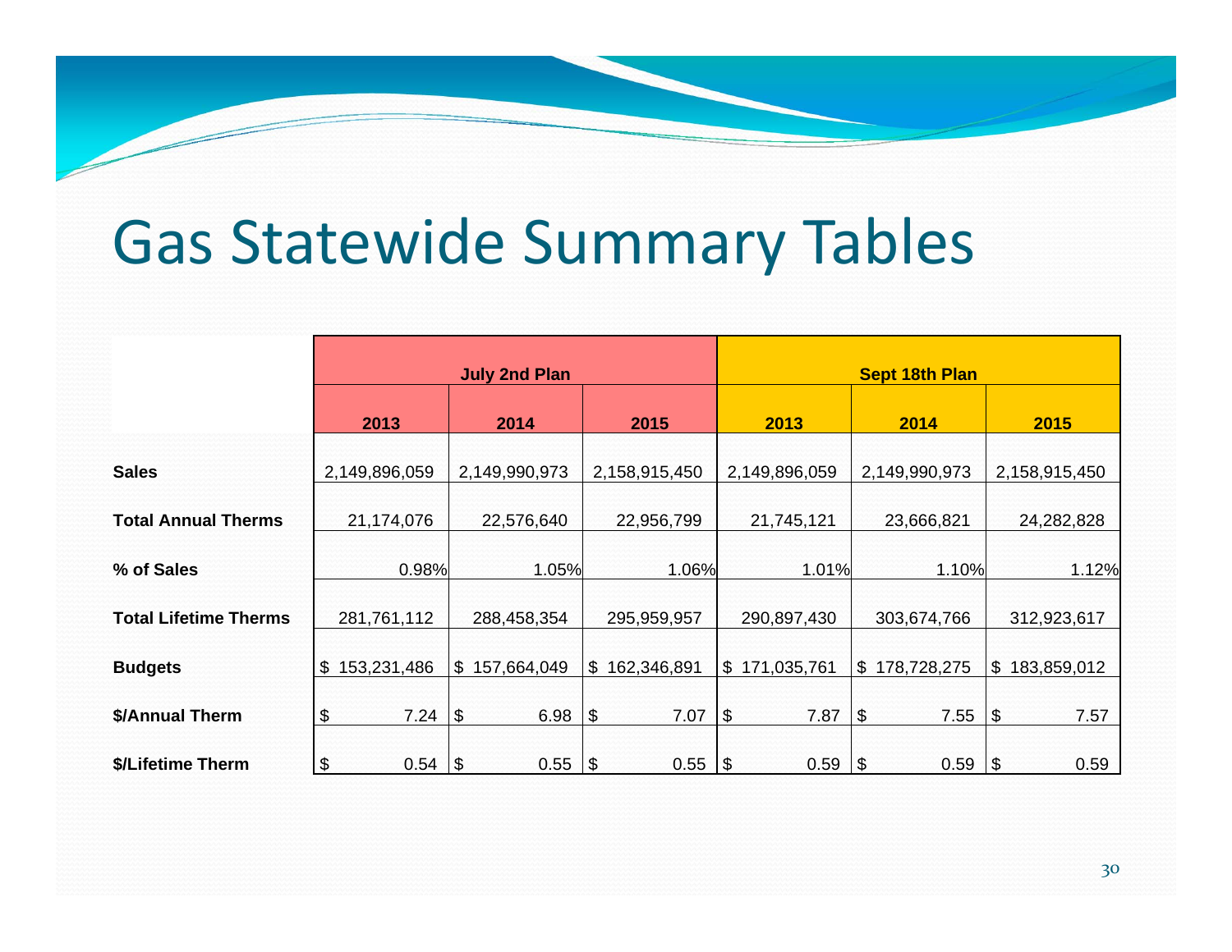# Gas Statewide Summary Tables

| | July 2nd Plan | | | Sept 18th Plan | | |
|---|---|---|---|---|---|---|
| | 2013 | 2014 | 2015 | 2013 | 2014 | 2015 |
| **Sales** | 2,149,896,059 | 2,149,990,973 | 2,158,915,450 | 2,149,896,059 | 2,149,990,973 | 2,158,915,450 |
| **Total Annual Therms** | 21,174,076 | 22,576,640 | 22,956,799 | 21,745,121 | 23,666,821 | 24,282,828 |
| **% of Sales** | 0.98% | 1.05% | 1.06% | 1.01% | 1.10% | 1.12% |
| **Total Lifetime Therms** | 281,761,112 | 288,458,354 | 295,959,957 | 290,897,430 | 303,674,766 | 312,923,617 |
| **Budgets** | $ 153,231,486 | $ 157,664,049 | $ 162,346,891 | $ 171,035,761 | $ 178,728,275 | $ 183,859,012 |
| **$/Annual Therm** | $ 7.24 | $ 6.98 | $ 7.07 | $ 7.87 | $ 7.55 | $ 7.57 |
| **$/Lifetime Therm** | $ 0.54 | $ 0.55 | $ 0.55 | $ 0.59 | $ 0.59 | $ 0.59 |